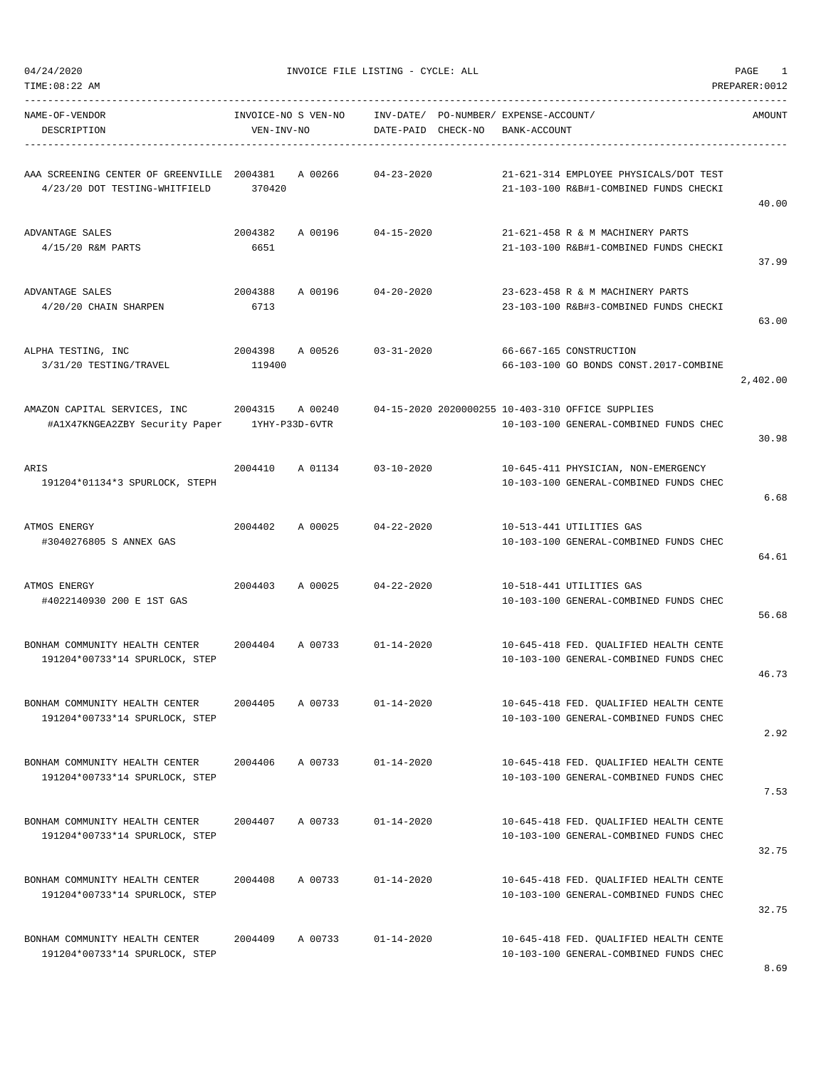04/24/2020 INVOICE FILE LISTING - CYCLE: ALL

TIME:08:22 AM PREPARER:0012

| NAME-OF-VENDOR / DESCRIPTION | INVOICE-NO / VEN-INV-NO | S VEN-NO | INV-DATE/ DATE-PAID | PO-NUMBER/ CHECK-NO | EXPENSE-ACCOUNT/ BANK-ACCOUNT | AMOUNT |
|---|---|---|---|---|---|---|
| AAA SCREENING CENTER OF GREENVILLE<br>4/23/20 DOT TESTING-WHITFIELD | 2004381<br>370420 | A 00266 | 04-23-2020 | | 21-621-314 EMPLOYEE PHYSICALS/DOT TEST<br>21-103-100 R&B#1-COMBINED FUNDS CHECKI | 40.00 |
| ADVANTAGE SALES<br>4/15/20 R&M PARTS | 2004382<br>6651 | A 00196 | 04-15-2020 | | 21-621-458 R & M MACHINERY PARTS<br>21-103-100 R&B#1-COMBINED FUNDS CHECKI | 37.99 |
| ADVANTAGE SALES<br>4/20/20 CHAIN SHARPEN | 2004388<br>6713 | A 00196 | 04-20-2020 | | 23-623-458 R & M MACHINERY PARTS<br>23-103-100 R&B#3-COMBINED FUNDS CHECKI | 63.00 |
| ALPHA TESTING, INC<br>3/31/20 TESTING/TRAVEL | 2004398<br>119400 | A 00526 | 03-31-2020 | | 66-667-165 CONSTRUCTION<br>66-103-100 GO BONDS CONST.2017-COMBINE | 2,402.00 |
| AMAZON CAPITAL SERVICES, INC<br>#A1X47KNGEA2ZBY Security Paper | 2004315<br>1YHY-P33D-6VTR | A 00240 | 04-15-2020 | 2020000255 | 10-403-310 OFFICE SUPPLIES<br>10-103-100 GENERAL-COMBINED FUNDS CHEC | 30.98 |
| ARIS<br>191204*01134*3 SPURLOCK, STEPH | 2004410 | A 01134 | 03-10-2020 | | 10-645-411 PHYSICIAN, NON-EMERGENCY<br>10-103-100 GENERAL-COMBINED FUNDS CHEC | 6.68 |
| ATMOS ENERGY<br>#3040276805 S ANNEX GAS | 2004402 | A 00025 | 04-22-2020 | | 10-513-441 UTILITIES GAS<br>10-103-100 GENERAL-COMBINED FUNDS CHEC | 64.61 |
| ATMOS ENERGY<br>#4022140930 200 E 1ST GAS | 2004403 | A 00025 | 04-22-2020 | | 10-518-441 UTILITIES GAS<br>10-103-100 GENERAL-COMBINED FUNDS CHEC | 56.68 |
| BONHAM COMMUNITY HEALTH CENTER<br>191204*00733*14 SPURLOCK, STEP | 2004404 | A 00733 | 01-14-2020 | | 10-645-418 FED. QUALIFIED HEALTH CENTE<br>10-103-100 GENERAL-COMBINED FUNDS CHEC | 46.73 |
| BONHAM COMMUNITY HEALTH CENTER<br>191204*00733*14 SPURLOCK, STEP | 2004405 | A 00733 | 01-14-2020 | | 10-645-418 FED. QUALIFIED HEALTH CENTE<br>10-103-100 GENERAL-COMBINED FUNDS CHEC | 2.92 |
| BONHAM COMMUNITY HEALTH CENTER<br>191204*00733*14 SPURLOCK, STEP | 2004406 | A 00733 | 01-14-2020 | | 10-645-418 FED. QUALIFIED HEALTH CENTE<br>10-103-100 GENERAL-COMBINED FUNDS CHEC | 7.53 |
| BONHAM COMMUNITY HEALTH CENTER<br>191204*00733*14 SPURLOCK, STEP | 2004407 | A 00733 | 01-14-2020 | | 10-645-418 FED. QUALIFIED HEALTH CENTE<br>10-103-100 GENERAL-COMBINED FUNDS CHEC | 32.75 |
| BONHAM COMMUNITY HEALTH CENTER<br>191204*00733*14 SPURLOCK, STEP | 2004408 | A 00733 | 01-14-2020 | | 10-645-418 FED. QUALIFIED HEALTH CENTE<br>10-103-100 GENERAL-COMBINED FUNDS CHEC | 32.75 |
| BONHAM COMMUNITY HEALTH CENTER<br>191204*00733*14 SPURLOCK, STEP | 2004409 | A 00733 | 01-14-2020 | | 10-645-418 FED. QUALIFIED HEALTH CENTE<br>10-103-100 GENERAL-COMBINED FUNDS CHEC | 8.69 |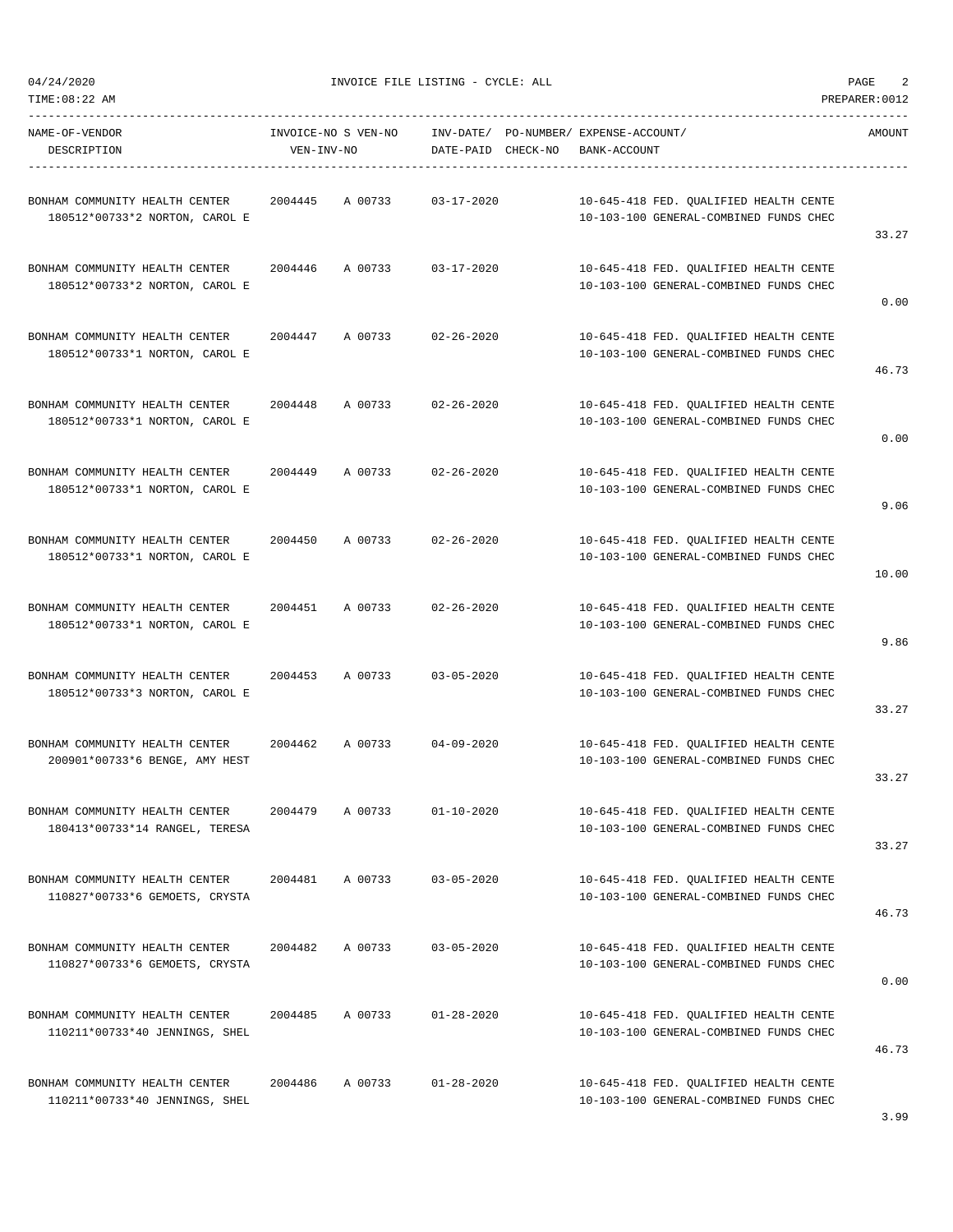INVOICE FILE LISTING - CYCLE: ALL

| NAME-OF-VENDOR / DESCRIPTION | INVOICE-NO | S VEN-NO / VEN-INV-NO | INV-DATE/ DATE-PAID | PO-NUMBER/ CHECK-NO | EXPENSE-ACCOUNT/ BANK-ACCOUNT | AMOUNT |
|---|---|---|---|---|---|---|
| BONHAM COMMUNITY HEALTH CENTER<br>180512*00733*2 NORTON, CAROL E | 2004445 | A 00733 | 03-17-2020 | | 10-645-418 FED. QUALIFIED HEALTH CENTE<br>10-103-100 GENERAL-COMBINED FUNDS CHEC | 33.27 |
| BONHAM COMMUNITY HEALTH CENTER<br>180512*00733*2 NORTON, CAROL E | 2004446 | A 00733 | 03-17-2020 | | 10-645-418 FED. QUALIFIED HEALTH CENTE<br>10-103-100 GENERAL-COMBINED FUNDS CHEC | 0.00 |
| BONHAM COMMUNITY HEALTH CENTER<br>180512*00733*1 NORTON, CAROL E | 2004447 | A 00733 | 02-26-2020 | | 10-645-418 FED. QUALIFIED HEALTH CENTE<br>10-103-100 GENERAL-COMBINED FUNDS CHEC | 46.73 |
| BONHAM COMMUNITY HEALTH CENTER<br>180512*00733*1 NORTON, CAROL E | 2004448 | A 00733 | 02-26-2020 | | 10-645-418 FED. QUALIFIED HEALTH CENTE<br>10-103-100 GENERAL-COMBINED FUNDS CHEC | 0.00 |
| BONHAM COMMUNITY HEALTH CENTER<br>180512*00733*1 NORTON, CAROL E | 2004449 | A 00733 | 02-26-2020 | | 10-645-418 FED. QUALIFIED HEALTH CENTE<br>10-103-100 GENERAL-COMBINED FUNDS CHEC | 9.06 |
| BONHAM COMMUNITY HEALTH CENTER<br>180512*00733*1 NORTON, CAROL E | 2004450 | A 00733 | 02-26-2020 | | 10-645-418 FED. QUALIFIED HEALTH CENTE<br>10-103-100 GENERAL-COMBINED FUNDS CHEC | 10.00 |
| BONHAM COMMUNITY HEALTH CENTER<br>180512*00733*1 NORTON, CAROL E | 2004451 | A 00733 | 02-26-2020 | | 10-645-418 FED. QUALIFIED HEALTH CENTE<br>10-103-100 GENERAL-COMBINED FUNDS CHEC | 9.86 |
| BONHAM COMMUNITY HEALTH CENTER<br>180512*00733*3 NORTON, CAROL E | 2004453 | A 00733 | 03-05-2020 | | 10-645-418 FED. QUALIFIED HEALTH CENTE<br>10-103-100 GENERAL-COMBINED FUNDS CHEC | 33.27 |
| BONHAM COMMUNITY HEALTH CENTER<br>200901*00733*6 BENGE, AMY HEST | 2004462 | A 00733 | 04-09-2020 | | 10-645-418 FED. QUALIFIED HEALTH CENTE<br>10-103-100 GENERAL-COMBINED FUNDS CHEC | 33.27 |
| BONHAM COMMUNITY HEALTH CENTER<br>180413*00733*14 RANGEL, TERESA | 2004479 | A 00733 | 01-10-2020 | | 10-645-418 FED. QUALIFIED HEALTH CENTE<br>10-103-100 GENERAL-COMBINED FUNDS CHEC | 33.27 |
| BONHAM COMMUNITY HEALTH CENTER<br>110827*00733*6 GEMOETS, CRYSTA | 2004481 | A 00733 | 03-05-2020 | | 10-645-418 FED. QUALIFIED HEALTH CENTE<br>10-103-100 GENERAL-COMBINED FUNDS CHEC | 46.73 |
| BONHAM COMMUNITY HEALTH CENTER<br>110827*00733*6 GEMOETS, CRYSTA | 2004482 | A 00733 | 03-05-2020 | | 10-645-418 FED. QUALIFIED HEALTH CENTE<br>10-103-100 GENERAL-COMBINED FUNDS CHEC | 0.00 |
| BONHAM COMMUNITY HEALTH CENTER<br>110211*00733*40 JENNINGS, SHEL | 2004485 | A 00733 | 01-28-2020 | | 10-645-418 FED. QUALIFIED HEALTH CENTE<br>10-103-100 GENERAL-COMBINED FUNDS CHEC | 46.73 |
| BONHAM COMMUNITY HEALTH CENTER<br>110211*00733*40 JENNINGS, SHEL | 2004486 | A 00733 | 01-28-2020 | | 10-645-418 FED. QUALIFIED HEALTH CENTE<br>10-103-100 GENERAL-COMBINED FUNDS CHEC | 3.99 |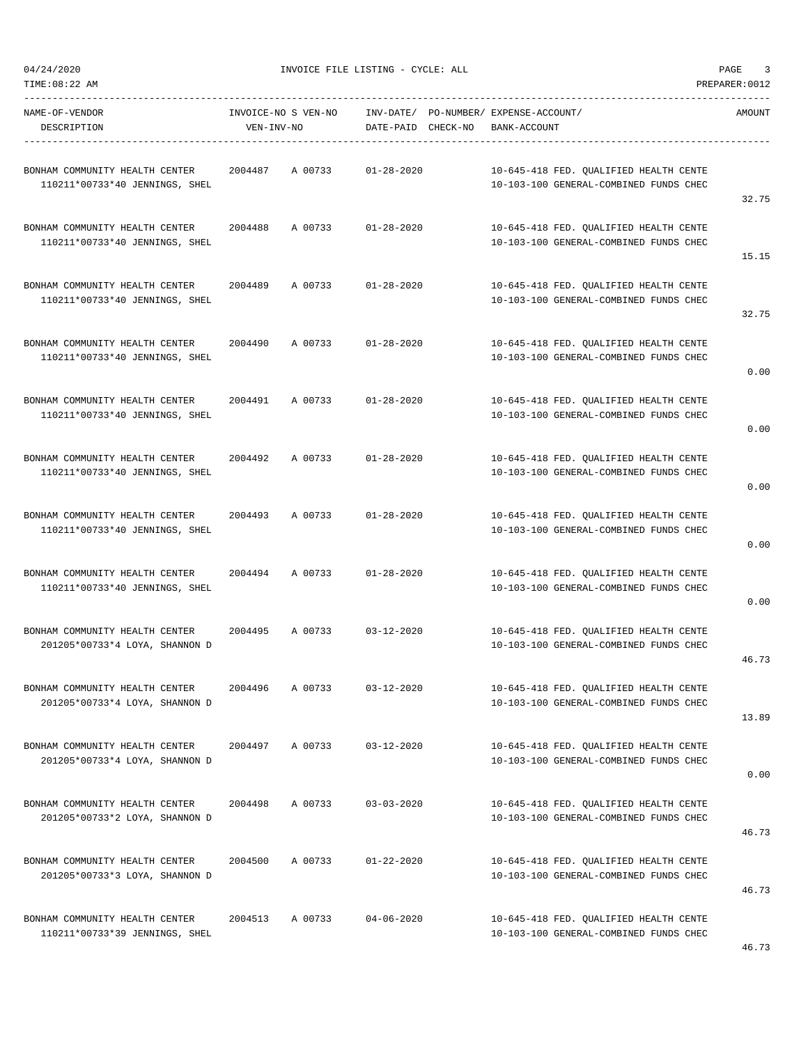04/24/2020 INVOICE FILE LISTING - CYCLE: ALL

TIME:08:22 AM PREPARER:0012

| NAME-OF-VENDOR / DESCRIPTION | INVOICE-NO | S | VEN-NO / VEN-INV-NO | INV-DATE/ DATE-PAID | PO-NUMBER/ CHECK-NO | EXPENSE-ACCOUNT/ BANK-ACCOUNT | AMOUNT |
|---|---|---|---|---|---|---|---|
| BONHAM COMMUNITY HEALTH CENTER 110211*00733*40 JENNINGS, SHEL | 2004487 | A | 00733 | 01-28-2020 | | 10-645-418 FED. QUALIFIED HEALTH CENTE 10-103-100 GENERAL-COMBINED FUNDS CHEC | 32.75 |
| BONHAM COMMUNITY HEALTH CENTER 110211*00733*40 JENNINGS, SHEL | 2004488 | A | 00733 | 01-28-2020 | | 10-645-418 FED. QUALIFIED HEALTH CENTE 10-103-100 GENERAL-COMBINED FUNDS CHEC | 15.15 |
| BONHAM COMMUNITY HEALTH CENTER 110211*00733*40 JENNINGS, SHEL | 2004489 | A | 00733 | 01-28-2020 | | 10-645-418 FED. QUALIFIED HEALTH CENTE 10-103-100 GENERAL-COMBINED FUNDS CHEC | 32.75 |
| BONHAM COMMUNITY HEALTH CENTER 110211*00733*40 JENNINGS, SHEL | 2004490 | A | 00733 | 01-28-2020 | | 10-645-418 FED. QUALIFIED HEALTH CENTE 10-103-100 GENERAL-COMBINED FUNDS CHEC | 0.00 |
| BONHAM COMMUNITY HEALTH CENTER 110211*00733*40 JENNINGS, SHEL | 2004491 | A | 00733 | 01-28-2020 | | 10-645-418 FED. QUALIFIED HEALTH CENTE 10-103-100 GENERAL-COMBINED FUNDS CHEC | 0.00 |
| BONHAM COMMUNITY HEALTH CENTER 110211*00733*40 JENNINGS, SHEL | 2004492 | A | 00733 | 01-28-2020 | | 10-645-418 FED. QUALIFIED HEALTH CENTE 10-103-100 GENERAL-COMBINED FUNDS CHEC | 0.00 |
| BONHAM COMMUNITY HEALTH CENTER 110211*00733*40 JENNINGS, SHEL | 2004493 | A | 00733 | 01-28-2020 | | 10-645-418 FED. QUALIFIED HEALTH CENTE 10-103-100 GENERAL-COMBINED FUNDS CHEC | 0.00 |
| BONHAM COMMUNITY HEALTH CENTER 110211*00733*40 JENNINGS, SHEL | 2004494 | A | 00733 | 01-28-2020 | | 10-645-418 FED. QUALIFIED HEALTH CENTE 10-103-100 GENERAL-COMBINED FUNDS CHEC | 0.00 |
| BONHAM COMMUNITY HEALTH CENTER 201205*00733*4 LOYA, SHANNON D | 2004495 | A | 00733 | 03-12-2020 | | 10-645-418 FED. QUALIFIED HEALTH CENTE 10-103-100 GENERAL-COMBINED FUNDS CHEC | 46.73 |
| BONHAM COMMUNITY HEALTH CENTER 201205*00733*4 LOYA, SHANNON D | 2004496 | A | 00733 | 03-12-2020 | | 10-645-418 FED. QUALIFIED HEALTH CENTE 10-103-100 GENERAL-COMBINED FUNDS CHEC | 13.89 |
| BONHAM COMMUNITY HEALTH CENTER 201205*00733*4 LOYA, SHANNON D | 2004497 | A | 00733 | 03-12-2020 | | 10-645-418 FED. QUALIFIED HEALTH CENTE 10-103-100 GENERAL-COMBINED FUNDS CHEC | 0.00 |
| BONHAM COMMUNITY HEALTH CENTER 201205*00733*2 LOYA, SHANNON D | 2004498 | A | 00733 | 03-03-2020 | | 10-645-418 FED. QUALIFIED HEALTH CENTE 10-103-100 GENERAL-COMBINED FUNDS CHEC | 46.73 |
| BONHAM COMMUNITY HEALTH CENTER 201205*00733*3 LOYA, SHANNON D | 2004500 | A | 00733 | 01-22-2020 | | 10-645-418 FED. QUALIFIED HEALTH CENTE 10-103-100 GENERAL-COMBINED FUNDS CHEC | 46.73 |
| BONHAM COMMUNITY HEALTH CENTER 110211*00733*39 JENNINGS, SHEL | 2004513 | A | 00733 | 04-06-2020 | | 10-645-418 FED. QUALIFIED HEALTH CENTE 10-103-100 GENERAL-COMBINED FUNDS CHEC | 46.73 |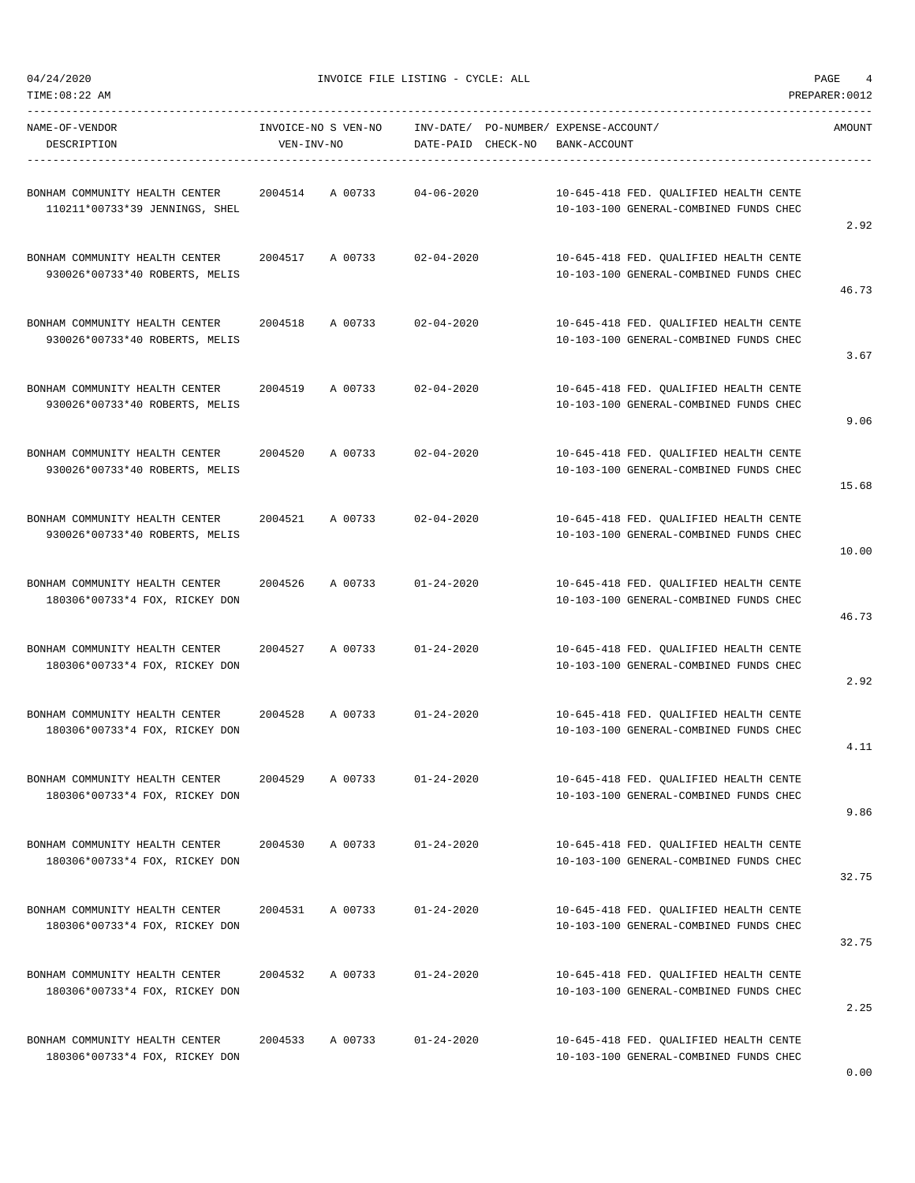04/24/2020 INVOICE FILE LISTING - CYCLE: ALL

TIME:08:22 AM PREPARER:0012

| NAME-OF-VENDOR / DESCRIPTION | INVOICE-NO | S VEN-NO / VEN-INV-NO | INV-DATE/ DATE-PAID | PO-NUMBER/ CHECK-NO | EXPENSE-ACCOUNT/ BANK-ACCOUNT | AMOUNT |
|---|---|---|---|---|---|---|
| BONHAM COMMUNITY HEALTH CENTER<br>110211*00733*39 JENNINGS, SHEL | 2004514 | A 00733 | 04-06-2020 | | 10-645-418 FED. QUALIFIED HEALTH CENTE<br>10-103-100 GENERAL-COMBINED FUNDS CHEC | 2.92 |
| BONHAM COMMUNITY HEALTH CENTER<br>930026*00733*40 ROBERTS, MELIS | 2004517 | A 00733 | 02-04-2020 | | 10-645-418 FED. QUALIFIED HEALTH CENTE<br>10-103-100 GENERAL-COMBINED FUNDS CHEC | 46.73 |
| BONHAM COMMUNITY HEALTH CENTER<br>930026*00733*40 ROBERTS, MELIS | 2004518 | A 00733 | 02-04-2020 | | 10-645-418 FED. QUALIFIED HEALTH CENTE<br>10-103-100 GENERAL-COMBINED FUNDS CHEC | 3.67 |
| BONHAM COMMUNITY HEALTH CENTER<br>930026*00733*40 ROBERTS, MELIS | 2004519 | A 00733 | 02-04-2020 | | 10-645-418 FED. QUALIFIED HEALTH CENTE<br>10-103-100 GENERAL-COMBINED FUNDS CHEC | 9.06 |
| BONHAM COMMUNITY HEALTH CENTER<br>930026*00733*40 ROBERTS, MELIS | 2004520 | A 00733 | 02-04-2020 | | 10-645-418 FED. QUALIFIED HEALTH CENTE<br>10-103-100 GENERAL-COMBINED FUNDS CHEC | 15.68 |
| BONHAM COMMUNITY HEALTH CENTER<br>930026*00733*40 ROBERTS, MELIS | 2004521 | A 00733 | 02-04-2020 | | 10-645-418 FED. QUALIFIED HEALTH CENTE<br>10-103-100 GENERAL-COMBINED FUNDS CHEC | 10.00 |
| BONHAM COMMUNITY HEALTH CENTER<br>180306*00733*4 FOX, RICKEY DON | 2004526 | A 00733 | 01-24-2020 | | 10-645-418 FED. QUALIFIED HEALTH CENTE<br>10-103-100 GENERAL-COMBINED FUNDS CHEC | 46.73 |
| BONHAM COMMUNITY HEALTH CENTER<br>180306*00733*4 FOX, RICKEY DON | 2004527 | A 00733 | 01-24-2020 | | 10-645-418 FED. QUALIFIED HEALTH CENTE<br>10-103-100 GENERAL-COMBINED FUNDS CHEC | 2.92 |
| BONHAM COMMUNITY HEALTH CENTER<br>180306*00733*4 FOX, RICKEY DON | 2004528 | A 00733 | 01-24-2020 | | 10-645-418 FED. QUALIFIED HEALTH CENTE<br>10-103-100 GENERAL-COMBINED FUNDS CHEC | 4.11 |
| BONHAM COMMUNITY HEALTH CENTER<br>180306*00733*4 FOX, RICKEY DON | 2004529 | A 00733 | 01-24-2020 | | 10-645-418 FED. QUALIFIED HEALTH CENTE<br>10-103-100 GENERAL-COMBINED FUNDS CHEC | 9.86 |
| BONHAM COMMUNITY HEALTH CENTER<br>180306*00733*4 FOX, RICKEY DON | 2004530 | A 00733 | 01-24-2020 | | 10-645-418 FED. QUALIFIED HEALTH CENTE<br>10-103-100 GENERAL-COMBINED FUNDS CHEC | 32.75 |
| BONHAM COMMUNITY HEALTH CENTER<br>180306*00733*4 FOX, RICKEY DON | 2004531 | A 00733 | 01-24-2020 | | 10-645-418 FED. QUALIFIED HEALTH CENTE<br>10-103-100 GENERAL-COMBINED FUNDS CHEC | 32.75 |
| BONHAM COMMUNITY HEALTH CENTER<br>180306*00733*4 FOX, RICKEY DON | 2004532 | A 00733 | 01-24-2020 | | 10-645-418 FED. QUALIFIED HEALTH CENTE<br>10-103-100 GENERAL-COMBINED FUNDS CHEC | 2.25 |
| BONHAM COMMUNITY HEALTH CENTER<br>180306*00733*4 FOX, RICKEY DON | 2004533 | A 00733 | 01-24-2020 | | 10-645-418 FED. QUALIFIED HEALTH CENTE<br>10-103-100 GENERAL-COMBINED FUNDS CHEC | 0.00 |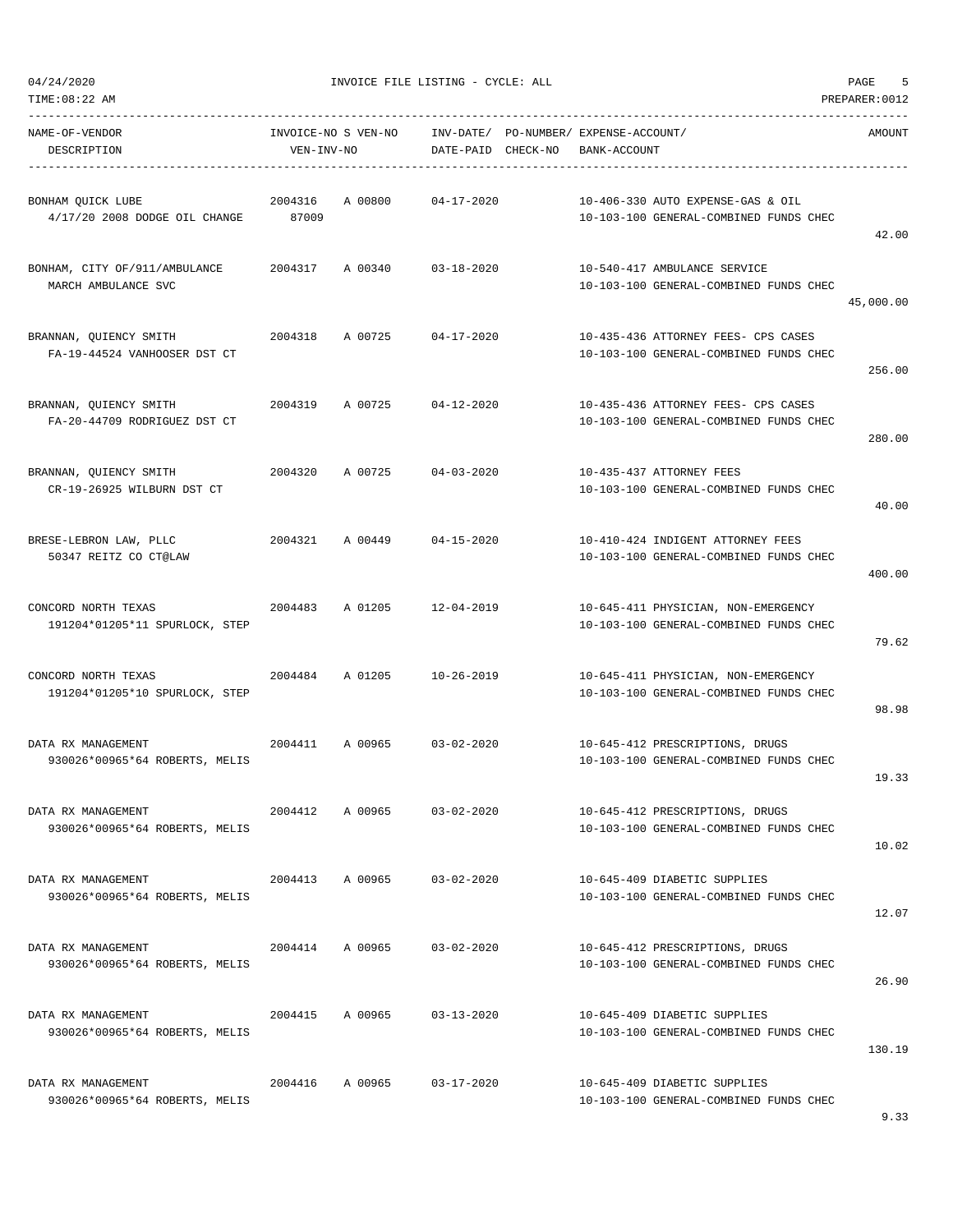04/24/2020 INVOICE FILE LISTING - CYCLE: ALL

TIME:08:22 AM PREPARER:0012

| NAME-OF-VENDOR / DESCRIPTION | INVOICE-NO S VEN-NO / VEN-INV-NO | INV-DATE/ DATE-PAID | PO-NUMBER/ CHECK-NO | EXPENSE-ACCOUNT/ BANK-ACCOUNT | AMOUNT |
|---|---|---|---|---|---|
| BONHAM QUICK LUBE<br>4/17/20 2008 DODGE OIL CHANGE | 2004316 A 00800<br>87009 | 04-17-2020 | | 10-406-330 AUTO EXPENSE-GAS & OIL<br>10-103-100 GENERAL-COMBINED FUNDS CHEC | 42.00 |
| BONHAM, CITY OF/911/AMBULANCE<br>MARCH AMBULANCE SVC | 2004317 A 00340 | 03-18-2020 | | 10-540-417 AMBULANCE SERVICE<br>10-103-100 GENERAL-COMBINED FUNDS CHEC | 45,000.00 |
| BRANNAN, QUIENCY SMITH<br>FA-19-44524 VANHOOSER DST CT | 2004318 A 00725 | 04-17-2020 | | 10-435-436 ATTORNEY FEES- CPS CASES<br>10-103-100 GENERAL-COMBINED FUNDS CHEC | 256.00 |
| BRANNAN, QUIENCY SMITH<br>FA-20-44709 RODRIGUEZ DST CT | 2004319 A 00725 | 04-12-2020 | | 10-435-436 ATTORNEY FEES- CPS CASES<br>10-103-100 GENERAL-COMBINED FUNDS CHEC | 280.00 |
| BRANNAN, QUIENCY SMITH<br>CR-19-26925 WILBURN DST CT | 2004320 A 00725 | 04-03-2020 | | 10-435-437 ATTORNEY FEES<br>10-103-100 GENERAL-COMBINED FUNDS CHEC | 40.00 |
| BRESE-LEBRON LAW, PLLC<br>50347 REITZ CO CT@LAW | 2004321 A 00449 | 04-15-2020 | | 10-410-424 INDIGENT ATTORNEY FEES<br>10-103-100 GENERAL-COMBINED FUNDS CHEC | 400.00 |
| CONCORD NORTH TEXAS<br>191204*01205*11 SPURLOCK, STEP | 2004483 A 01205 | 12-04-2019 | | 10-645-411 PHYSICIAN, NON-EMERGENCY<br>10-103-100 GENERAL-COMBINED FUNDS CHEC | 79.62 |
| CONCORD NORTH TEXAS<br>191204*01205*10 SPURLOCK, STEP | 2004484 A 01205 | 10-26-2019 | | 10-645-411 PHYSICIAN, NON-EMERGENCY<br>10-103-100 GENERAL-COMBINED FUNDS CHEC | 98.98 |
| DATA RX MANAGEMENT<br>930026*00965*64 ROBERTS, MELIS | 2004411 A 00965 | 03-02-2020 | | 10-645-412 PRESCRIPTIONS, DRUGS<br>10-103-100 GENERAL-COMBINED FUNDS CHEC | 19.33 |
| DATA RX MANAGEMENT<br>930026*00965*64 ROBERTS, MELIS | 2004412 A 00965 | 03-02-2020 | | 10-645-412 PRESCRIPTIONS, DRUGS<br>10-103-100 GENERAL-COMBINED FUNDS CHEC | 10.02 |
| DATA RX MANAGEMENT<br>930026*00965*64 ROBERTS, MELIS | 2004413 A 00965 | 03-02-2020 | | 10-645-409 DIABETIC SUPPLIES<br>10-103-100 GENERAL-COMBINED FUNDS CHEC | 12.07 |
| DATA RX MANAGEMENT<br>930026*00965*64 ROBERTS, MELIS | 2004414 A 00965 | 03-02-2020 | | 10-645-412 PRESCRIPTIONS, DRUGS<br>10-103-100 GENERAL-COMBINED FUNDS CHEC | 26.90 |
| DATA RX MANAGEMENT<br>930026*00965*64 ROBERTS, MELIS | 2004415 A 00965 | 03-13-2020 | | 10-645-409 DIABETIC SUPPLIES<br>10-103-100 GENERAL-COMBINED FUNDS CHEC | 130.19 |
| DATA RX MANAGEMENT<br>930026*00965*64 ROBERTS, MELIS | 2004416 A 00965 | 03-17-2020 | | 10-645-409 DIABETIC SUPPLIES<br>10-103-100 GENERAL-COMBINED FUNDS CHEC | 9.33 |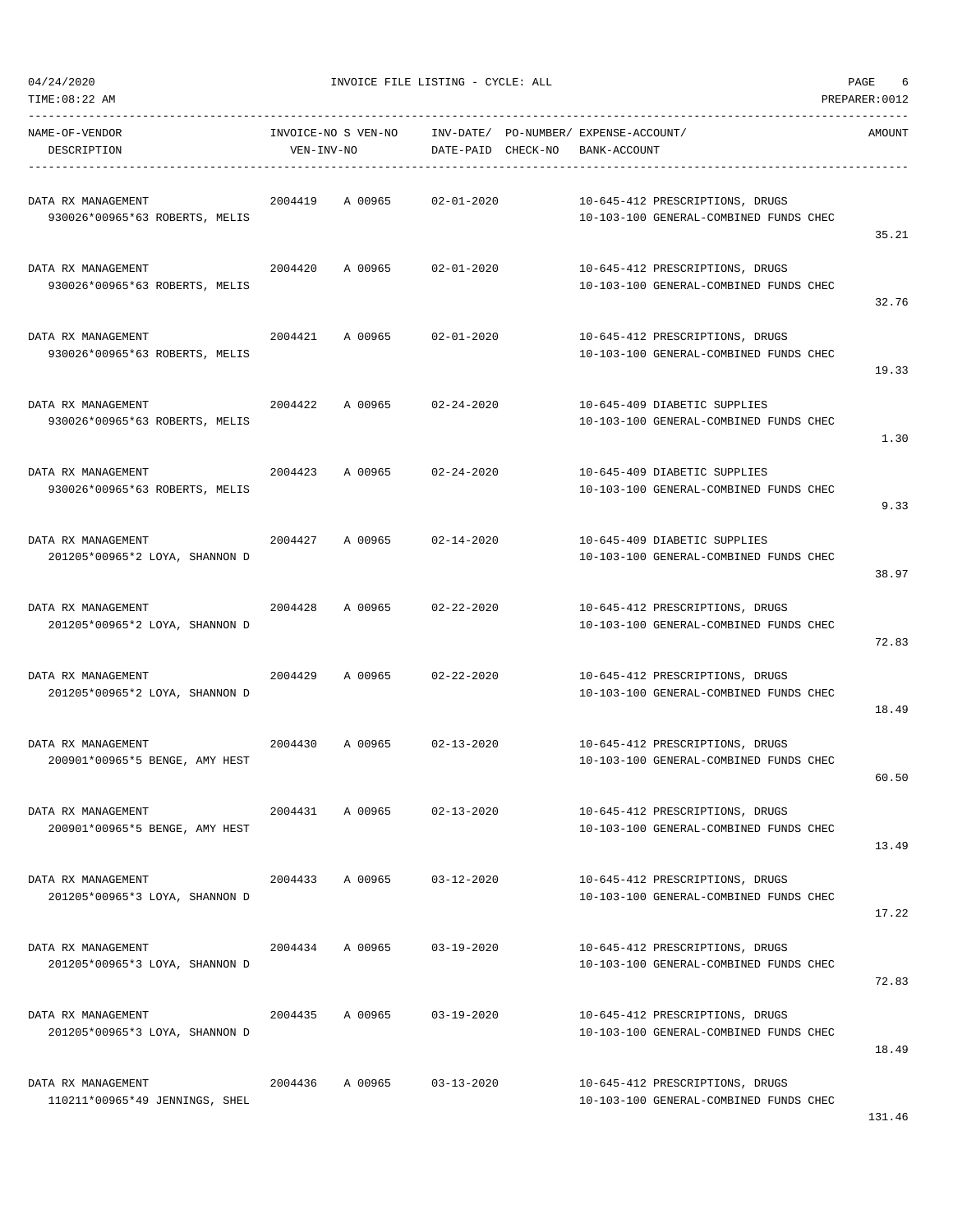INVOICE FILE LISTING - CYCLE: ALL

| NAME-OF-VENDOR / DESCRIPTION | INVOICE-NO | S VEN-NO / VEN-INV-NO | INV-DATE/ DATE-PAID | PO-NUMBER/ CHECK-NO | EXPENSE-ACCOUNT/ BANK-ACCOUNT | AMOUNT |
|---|---|---|---|---|---|---|
| DATA RX MANAGEMENT<br>930026*00965*63 ROBERTS, MELIS | 2004419 | A 00965 | 02-01-2020 | | 10-645-412 PRESCRIPTIONS, DRUGS<br>10-103-100 GENERAL-COMBINED FUNDS CHEC | 35.21 |
| DATA RX MANAGEMENT<br>930026*00965*63 ROBERTS, MELIS | 2004420 | A 00965 | 02-01-2020 | | 10-645-412 PRESCRIPTIONS, DRUGS<br>10-103-100 GENERAL-COMBINED FUNDS CHEC | 32.76 |
| DATA RX MANAGEMENT<br>930026*00965*63 ROBERTS, MELIS | 2004421 | A 00965 | 02-01-2020 | | 10-645-412 PRESCRIPTIONS, DRUGS<br>10-103-100 GENERAL-COMBINED FUNDS CHEC | 19.33 |
| DATA RX MANAGEMENT<br>930026*00965*63 ROBERTS, MELIS | 2004422 | A 00965 | 02-24-2020 | | 10-645-409 DIABETIC SUPPLIES<br>10-103-100 GENERAL-COMBINED FUNDS CHEC | 1.30 |
| DATA RX MANAGEMENT<br>930026*00965*63 ROBERTS, MELIS | 2004423 | A 00965 | 02-24-2020 | | 10-645-409 DIABETIC SUPPLIES<br>10-103-100 GENERAL-COMBINED FUNDS CHEC | 9.33 |
| DATA RX MANAGEMENT<br>201205*00965*2 LOYA, SHANNON D | 2004427 | A 00965 | 02-14-2020 | | 10-645-409 DIABETIC SUPPLIES<br>10-103-100 GENERAL-COMBINED FUNDS CHEC | 38.97 |
| DATA RX MANAGEMENT<br>201205*00965*2 LOYA, SHANNON D | 2004428 | A 00965 | 02-22-2020 | | 10-645-412 PRESCRIPTIONS, DRUGS<br>10-103-100 GENERAL-COMBINED FUNDS CHEC | 72.83 |
| DATA RX MANAGEMENT<br>201205*00965*2 LOYA, SHANNON D | 2004429 | A 00965 | 02-22-2020 | | 10-645-412 PRESCRIPTIONS, DRUGS<br>10-103-100 GENERAL-COMBINED FUNDS CHEC | 18.49 |
| DATA RX MANAGEMENT<br>200901*00965*5 BENGE, AMY HEST | 2004430 | A 00965 | 02-13-2020 | | 10-645-412 PRESCRIPTIONS, DRUGS<br>10-103-100 GENERAL-COMBINED FUNDS CHEC | 60.50 |
| DATA RX MANAGEMENT<br>200901*00965*5 BENGE, AMY HEST | 2004431 | A 00965 | 02-13-2020 | | 10-645-412 PRESCRIPTIONS, DRUGS<br>10-103-100 GENERAL-COMBINED FUNDS CHEC | 13.49 |
| DATA RX MANAGEMENT<br>201205*00965*3 LOYA, SHANNON D | 2004433 | A 00965 | 03-12-2020 | | 10-645-412 PRESCRIPTIONS, DRUGS<br>10-103-100 GENERAL-COMBINED FUNDS CHEC | 17.22 |
| DATA RX MANAGEMENT<br>201205*00965*3 LOYA, SHANNON D | 2004434 | A 00965 | 03-19-2020 | | 10-645-412 PRESCRIPTIONS, DRUGS<br>10-103-100 GENERAL-COMBINED FUNDS CHEC | 72.83 |
| DATA RX MANAGEMENT<br>201205*00965*3 LOYA, SHANNON D | 2004435 | A 00965 | 03-19-2020 | | 10-645-412 PRESCRIPTIONS, DRUGS<br>10-103-100 GENERAL-COMBINED FUNDS CHEC | 18.49 |
| DATA RX MANAGEMENT<br>110211*00965*49 JENNINGS, SHEL | 2004436 | A 00965 | 03-13-2020 | | 10-645-412 PRESCRIPTIONS, DRUGS<br>10-103-100 GENERAL-COMBINED FUNDS CHEC | 131.46 |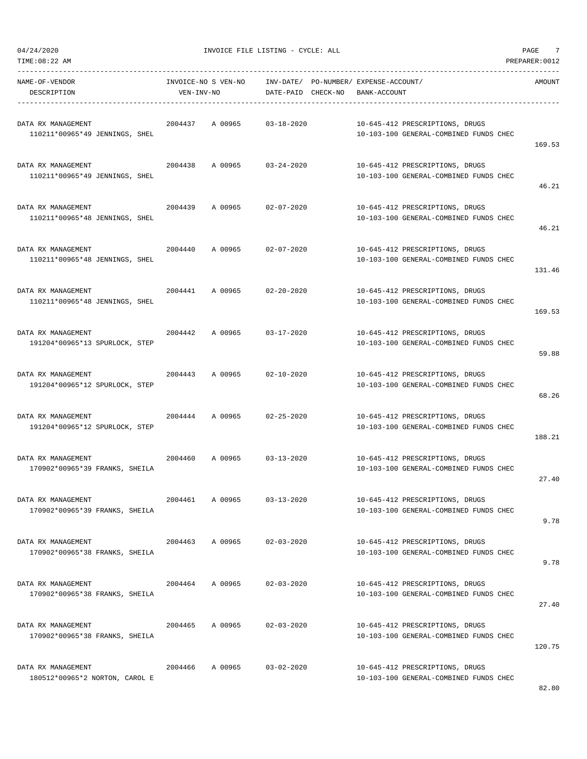04/24/2020 INVOICE FILE LISTING - CYCLE: ALL

TIME:08:22 AM PREPARER:0012

| NAME-OF-VENDOR / DESCRIPTION | INVOICE-NO | S VEN-NO / VEN-INV-NO | INV-DATE/ DATE-PAID | PO-NUMBER/ CHECK-NO | EXPENSE-ACCOUNT/ BANK-ACCOUNT | AMOUNT |
|---|---|---|---|---|---|---|
| DATA RX MANAGEMENT<br>110211*00965*49 JENNINGS, SHEL | 2004437 | A 00965 | 03-18-2020 | | 10-645-412 PRESCRIPTIONS, DRUGS<br>10-103-100 GENERAL-COMBINED FUNDS CHEC | 169.53 |
| DATA RX MANAGEMENT<br>110211*00965*49 JENNINGS, SHEL | 2004438 | A 00965 | 03-24-2020 | | 10-645-412 PRESCRIPTIONS, DRUGS<br>10-103-100 GENERAL-COMBINED FUNDS CHEC | 46.21 |
| DATA RX MANAGEMENT<br>110211*00965*48 JENNINGS, SHEL | 2004439 | A 00965 | 02-07-2020 | | 10-645-412 PRESCRIPTIONS, DRUGS<br>10-103-100 GENERAL-COMBINED FUNDS CHEC | 46.21 |
| DATA RX MANAGEMENT<br>110211*00965*48 JENNINGS, SHEL | 2004440 | A 00965 | 02-07-2020 | | 10-645-412 PRESCRIPTIONS, DRUGS<br>10-103-100 GENERAL-COMBINED FUNDS CHEC | 131.46 |
| DATA RX MANAGEMENT<br>110211*00965*48 JENNINGS, SHEL | 2004441 | A 00965 | 02-20-2020 | | 10-645-412 PRESCRIPTIONS, DRUGS<br>10-103-100 GENERAL-COMBINED FUNDS CHEC | 169.53 |
| DATA RX MANAGEMENT<br>191204*00965*13 SPURLOCK, STEP | 2004442 | A 00965 | 03-17-2020 | | 10-645-412 PRESCRIPTIONS, DRUGS<br>10-103-100 GENERAL-COMBINED FUNDS CHEC | 59.88 |
| DATA RX MANAGEMENT<br>191204*00965*12 SPURLOCK, STEP | 2004443 | A 00965 | 02-10-2020 | | 10-645-412 PRESCRIPTIONS, DRUGS<br>10-103-100 GENERAL-COMBINED FUNDS CHEC | 68.26 |
| DATA RX MANAGEMENT<br>191204*00965*12 SPURLOCK, STEP | 2004444 | A 00965 | 02-25-2020 | | 10-645-412 PRESCRIPTIONS, DRUGS<br>10-103-100 GENERAL-COMBINED FUNDS CHEC | 188.21 |
| DATA RX MANAGEMENT<br>170902*00965*39 FRANKS, SHEILA | 2004460 | A 00965 | 03-13-2020 | | 10-645-412 PRESCRIPTIONS, DRUGS<br>10-103-100 GENERAL-COMBINED FUNDS CHEC | 27.40 |
| DATA RX MANAGEMENT<br>170902*00965*39 FRANKS, SHEILA | 2004461 | A 00965 | 03-13-2020 | | 10-645-412 PRESCRIPTIONS, DRUGS<br>10-103-100 GENERAL-COMBINED FUNDS CHEC | 9.78 |
| DATA RX MANAGEMENT<br>170902*00965*38 FRANKS, SHEILA | 2004463 | A 00965 | 02-03-2020 | | 10-645-412 PRESCRIPTIONS, DRUGS<br>10-103-100 GENERAL-COMBINED FUNDS CHEC | 9.78 |
| DATA RX MANAGEMENT<br>170902*00965*38 FRANKS, SHEILA | 2004464 | A 00965 | 02-03-2020 | | 10-645-412 PRESCRIPTIONS, DRUGS<br>10-103-100 GENERAL-COMBINED FUNDS CHEC | 27.40 |
| DATA RX MANAGEMENT<br>170902*00965*38 FRANKS, SHEILA | 2004465 | A 00965 | 02-03-2020 | | 10-645-412 PRESCRIPTIONS, DRUGS<br>10-103-100 GENERAL-COMBINED FUNDS CHEC | 120.75 |
| DATA RX MANAGEMENT<br>180512*00965*2 NORTON, CAROL E | 2004466 | A 00965 | 03-02-2020 | | 10-645-412 PRESCRIPTIONS, DRUGS<br>10-103-100 GENERAL-COMBINED FUNDS CHEC | 82.80 |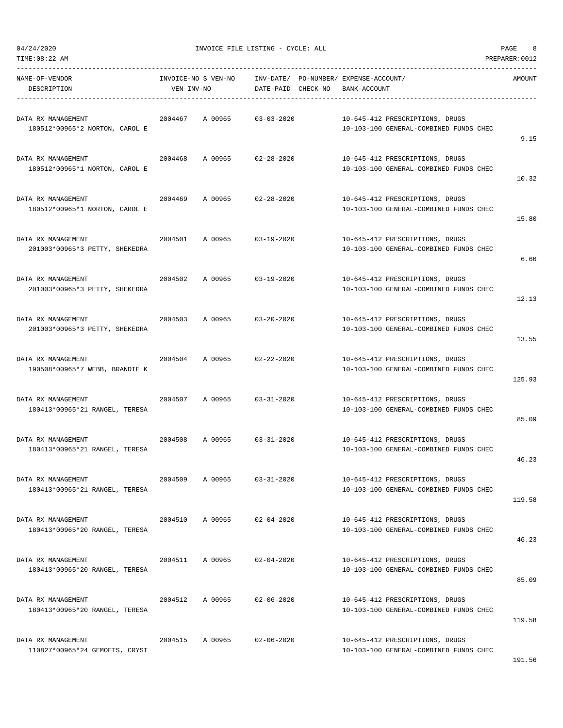04/24/2020 INVOICE FILE LISTING - CYCLE: ALL

TIME:08:22 AM PREPARER:0012

| NAME-OF-VENDOR / DESCRIPTION | INVOICE-NO | S VEN-NO / VEN-INV-NO | INV-DATE/ DATE-PAID | PO-NUMBER/ CHECK-NO | EXPENSE-ACCOUNT/ BANK-ACCOUNT | AMOUNT |
|---|---|---|---|---|---|---|
| DATA RX MANAGEMENT<br>180512*00965*2 NORTON, CAROL E | 2004467 | A 00965 | 03-03-2020 | | 10-645-412 PRESCRIPTIONS, DRUGS<br>10-103-100 GENERAL-COMBINED FUNDS CHEC | 9.15 |
| DATA RX MANAGEMENT<br>180512*00965*1 NORTON, CAROL E | 2004468 | A 00965 | 02-28-2020 | | 10-645-412 PRESCRIPTIONS, DRUGS<br>10-103-100 GENERAL-COMBINED FUNDS CHEC | 10.32 |
| DATA RX MANAGEMENT<br>180512*00965*1 NORTON, CAROL E | 2004469 | A 00965 | 02-28-2020 | | 10-645-412 PRESCRIPTIONS, DRUGS<br>10-103-100 GENERAL-COMBINED FUNDS CHEC | 15.80 |
| DATA RX MANAGEMENT<br>201003*00965*3 PETTY, SHEKEDRA | 2004501 | A 00965 | 03-19-2020 | | 10-645-412 PRESCRIPTIONS, DRUGS<br>10-103-100 GENERAL-COMBINED FUNDS CHEC | 6.66 |
| DATA RX MANAGEMENT<br>201003*00965*3 PETTY, SHEKEDRA | 2004502 | A 00965 | 03-19-2020 | | 10-645-412 PRESCRIPTIONS, DRUGS<br>10-103-100 GENERAL-COMBINED FUNDS CHEC | 12.13 |
| DATA RX MANAGEMENT<br>201003*00965*3 PETTY, SHEKEDRA | 2004503 | A 00965 | 03-20-2020 | | 10-645-412 PRESCRIPTIONS, DRUGS<br>10-103-100 GENERAL-COMBINED FUNDS CHEC | 13.55 |
| DATA RX MANAGEMENT<br>190508*00965*7 WEBB, BRANDIE K | 2004504 | A 00965 | 02-22-2020 | | 10-645-412 PRESCRIPTIONS, DRUGS<br>10-103-100 GENERAL-COMBINED FUNDS CHEC | 125.93 |
| DATA RX MANAGEMENT<br>180413*00965*21 RANGEL, TERESA | 2004507 | A 00965 | 03-31-2020 | | 10-645-412 PRESCRIPTIONS, DRUGS<br>10-103-100 GENERAL-COMBINED FUNDS CHEC | 85.09 |
| DATA RX MANAGEMENT<br>180413*00965*21 RANGEL, TERESA | 2004508 | A 00965 | 03-31-2020 | | 10-645-412 PRESCRIPTIONS, DRUGS<br>10-103-100 GENERAL-COMBINED FUNDS CHEC | 46.23 |
| DATA RX MANAGEMENT<br>180413*00965*21 RANGEL, TERESA | 2004509 | A 00965 | 03-31-2020 | | 10-645-412 PRESCRIPTIONS, DRUGS<br>10-103-100 GENERAL-COMBINED FUNDS CHEC | 119.58 |
| DATA RX MANAGEMENT<br>180413*00965*20 RANGEL, TERESA | 2004510 | A 00965 | 02-04-2020 | | 10-645-412 PRESCRIPTIONS, DRUGS<br>10-103-100 GENERAL-COMBINED FUNDS CHEC | 46.23 |
| DATA RX MANAGEMENT<br>180413*00965*20 RANGEL, TERESA | 2004511 | A 00965 | 02-04-2020 | | 10-645-412 PRESCRIPTIONS, DRUGS<br>10-103-100 GENERAL-COMBINED FUNDS CHEC | 85.09 |
| DATA RX MANAGEMENT<br>180413*00965*20 RANGEL, TERESA | 2004512 | A 00965 | 02-06-2020 | | 10-645-412 PRESCRIPTIONS, DRUGS<br>10-103-100 GENERAL-COMBINED FUNDS CHEC | 119.58 |
| DATA RX MANAGEMENT<br>110827*00965*24 GEMOETS, CRYST | 2004515 | A 00965 | 02-06-2020 | | 10-645-412 PRESCRIPTIONS, DRUGS<br>10-103-100 GENERAL-COMBINED FUNDS CHEC | 191.56 |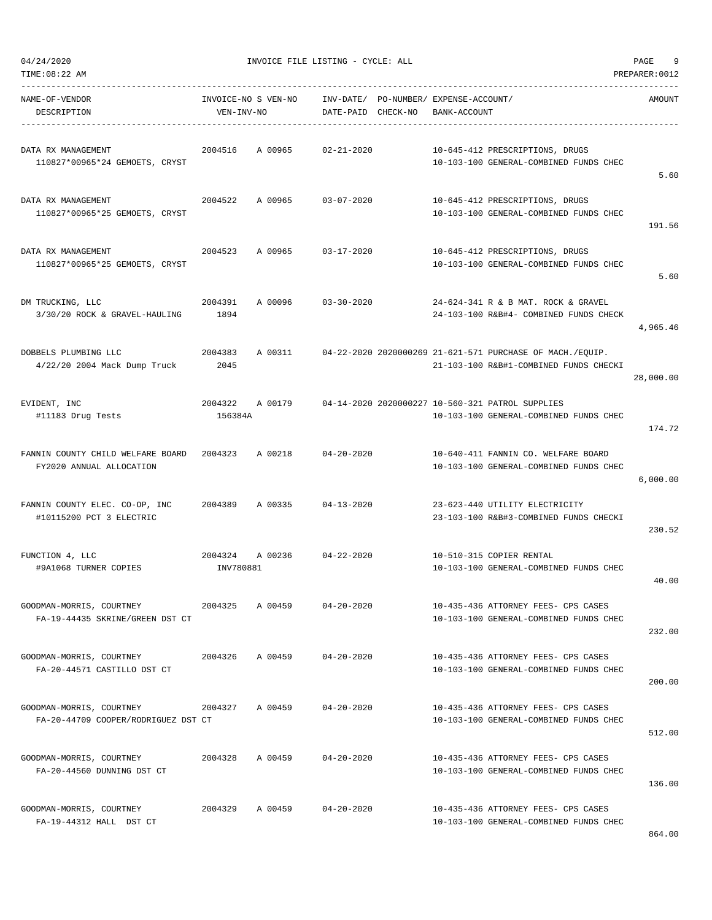04/24/2020 INVOICE FILE LISTING - CYCLE: ALL

TIME:08:22 AM PREPARER:0012

| NAME-OF-VENDOR / DESCRIPTION | INVOICE-NO / VEN-INV-NO | S VEN-NO | INV-DATE/ DATE-PAID | PO-NUMBER/ CHECK-NO | EXPENSE-ACCOUNT/ BANK-ACCOUNT | AMOUNT |
|---|---|---|---|---|---|---|
| DATA RX MANAGEMENT<br>110827*00965*24 GEMOETS, CRYST | 2004516 | A 00965 | 02-21-2020 | | 10-645-412 PRESCRIPTIONS, DRUGS<br>10-103-100 GENERAL-COMBINED FUNDS CHEC | 5.60 |
| DATA RX MANAGEMENT<br>110827*00965*25 GEMOETS, CRYST | 2004522 | A 00965 | 03-07-2020 | | 10-645-412 PRESCRIPTIONS, DRUGS<br>10-103-100 GENERAL-COMBINED FUNDS CHEC | 191.56 |
| DATA RX MANAGEMENT<br>110827*00965*25 GEMOETS, CRYST | 2004523 | A 00965 | 03-17-2020 | | 10-645-412 PRESCRIPTIONS, DRUGS<br>10-103-100 GENERAL-COMBINED FUNDS CHEC | 5.60 |
| DM TRUCKING, LLC<br>3/30/20 ROCK & GRAVEL-HAULING | 2004391<br>1894 | A 00096 | 03-30-2020 | | 24-624-341 R & B MAT. ROCK & GRAVEL<br>24-103-100 R&B#4- COMBINED FUNDS CHECK | 4,965.46 |
| DOBBELS PLUMBING LLC<br>4/22/20 2004 Mack Dump Truck | 2004383<br>2045 | A 00311 | 04-22-2020 | 2020000269 | 21-621-571 PURCHASE OF MACH./EQUIP.<br>21-103-100 R&B#1-COMBINED FUNDS CHECKI | 28,000.00 |
| EVIDENT, INC<br>#11183 Drug Tests | 2004322<br>156384A | A 00179 | 04-14-2020 | 2020000227 | 10-560-321 PATROL SUPPLIES<br>10-103-100 GENERAL-COMBINED FUNDS CHEC | 174.72 |
| FANNIN COUNTY CHILD WELFARE BOARD<br>FY2020 ANNUAL ALLOCATION | 2004323 | A 00218 | 04-20-2020 | | 10-640-411 FANNIN CO. WELFARE BOARD<br>10-103-100 GENERAL-COMBINED FUNDS CHEC | 6,000.00 |
| FANNIN COUNTY ELEC. CO-OP, INC<br>#10115200 PCT 3 ELECTRIC | 2004389 | A 00335 | 04-13-2020 | | 23-623-440 UTILITY ELECTRICITY<br>23-103-100 R&B#3-COMBINED FUNDS CHECKI | 230.52 |
| FUNCTION 4, LLC<br>#9A1068 TURNER COPIES | 2004324<br>INV780881 | A 00236 | 04-22-2020 | | 10-510-315 COPIER RENTAL<br>10-103-100 GENERAL-COMBINED FUNDS CHEC | 40.00 |
| GOODMAN-MORRIS, COURTNEY<br>FA-19-44435 SKRINE/GREEN DST CT | 2004325 | A 00459 | 04-20-2020 | | 10-435-436 ATTORNEY FEES- CPS CASES<br>10-103-100 GENERAL-COMBINED FUNDS CHEC | 232.00 |
| GOODMAN-MORRIS, COURTNEY<br>FA-20-44571 CASTILLO DST CT | 2004326 | A 00459 | 04-20-2020 | | 10-435-436 ATTORNEY FEES- CPS CASES<br>10-103-100 GENERAL-COMBINED FUNDS CHEC | 200.00 |
| GOODMAN-MORRIS, COURTNEY<br>FA-20-44709 COOPER/RODRIGUEZ DST CT | 2004327 | A 00459 | 04-20-2020 | | 10-435-436 ATTORNEY FEES- CPS CASES<br>10-103-100 GENERAL-COMBINED FUNDS CHEC | 512.00 |
| GOODMAN-MORRIS, COURTNEY<br>FA-20-44560 DUNNING DST CT | 2004328 | A 00459 | 04-20-2020 | | 10-435-436 ATTORNEY FEES- CPS CASES<br>10-103-100 GENERAL-COMBINED FUNDS CHEC | 136.00 |
| GOODMAN-MORRIS, COURTNEY<br>FA-19-44312 HALL DST CT | 2004329 | A 00459 | 04-20-2020 | | 10-435-436 ATTORNEY FEES- CPS CASES<br>10-103-100 GENERAL-COMBINED FUNDS CHEC | 864.00 |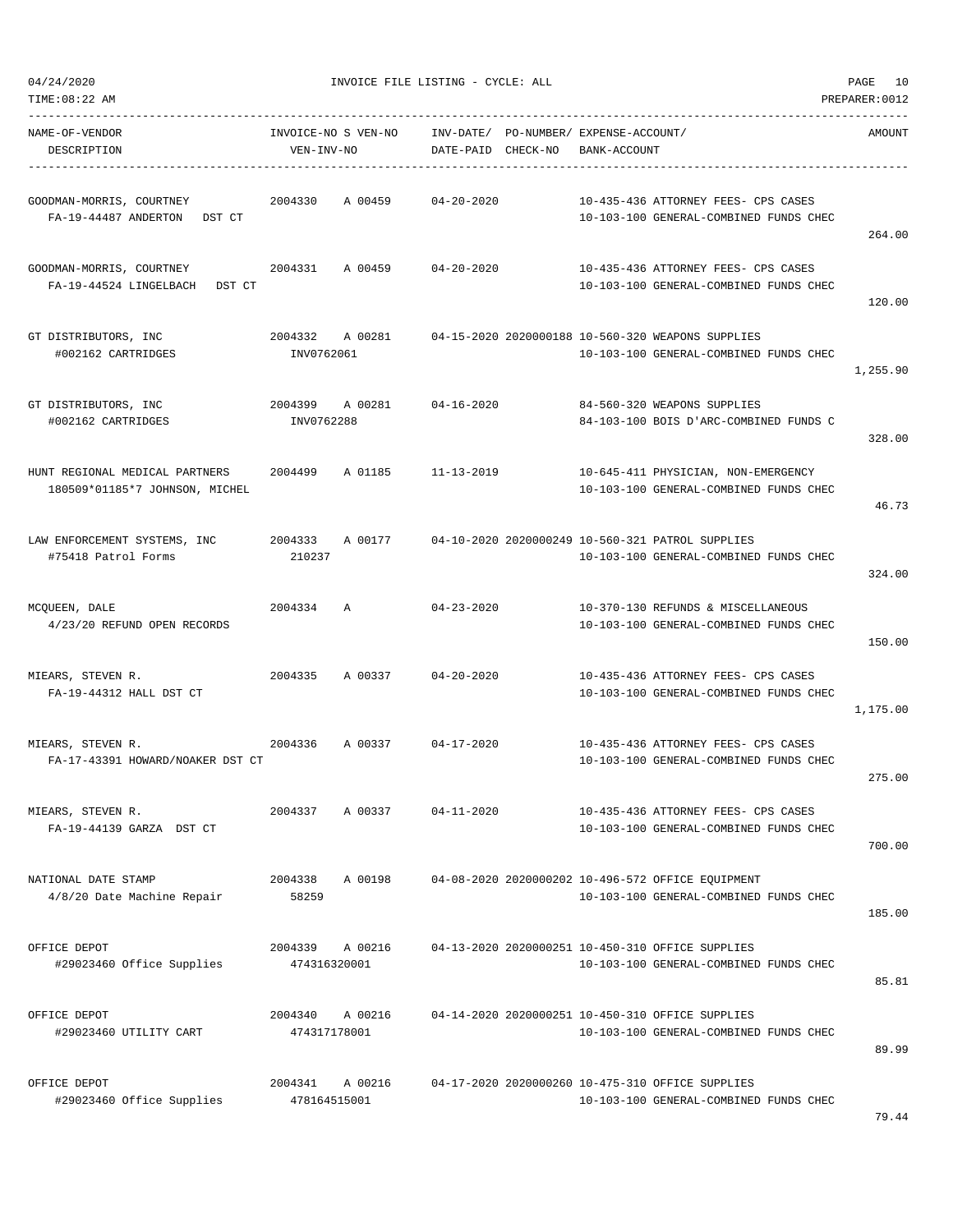# INVOICE FILE LISTING - CYCLE: ALL

04/24/2020
TIME:08:22 AM
PREPARER:0012

| NAME-OF-VENDOR / DESCRIPTION | INVOICE-NO S VEN-NO / VEN-INV-NO | INV-DATE/ DATE-PAID | PO-NUMBER/ CHECK-NO | EXPENSE-ACCOUNT/ BANK-ACCOUNT | AMOUNT |
|---|---|---|---|---|---|
| GOODMAN-MORRIS, COURTNEY<br>FA-19-44487 ANDERTON DST CT | 2004330 A 00459 | 04-20-2020 | | 10-435-436 ATTORNEY FEES- CPS CASES<br>10-103-100 GENERAL-COMBINED FUNDS CHEC | 264.00 |
| GOODMAN-MORRIS, COURTNEY<br>FA-19-44524 LINGELBACH DST CT | 2004331 A 00459 | 04-20-2020 | | 10-435-436 ATTORNEY FEES- CPS CASES<br>10-103-100 GENERAL-COMBINED FUNDS CHEC | 120.00 |
| GT DISTRIBUTORS, INC<br>#002162 CARTRIDGES | 2004332 A 00281<br>INV0762061 | 04-15-2020 | 2020000188 | 10-560-320 WEAPONS SUPPLIES<br>10-103-100 GENERAL-COMBINED FUNDS CHEC | 1,255.90 |
| GT DISTRIBUTORS, INC<br>#002162 CARTRIDGES | 2004399 A 00281<br>INV0762288 | 04-16-2020 | | 84-560-320 WEAPONS SUPPLIES<br>84-103-100 BOIS D'ARC-COMBINED FUNDS C | 328.00 |
| HUNT REGIONAL MEDICAL PARTNERS<br>180509*01185*7 JOHNSON, MICHEL | 2004499 A 01185 | 11-13-2019 | | 10-645-411 PHYSICIAN, NON-EMERGENCY<br>10-103-100 GENERAL-COMBINED FUNDS CHEC | 46.73 |
| LAW ENFORCEMENT SYSTEMS, INC<br>#75418 Patrol Forms | 2004333 A 00177<br>210237 | 04-10-2020 | 2020000249 | 10-560-321 PATROL SUPPLIES<br>10-103-100 GENERAL-COMBINED FUNDS CHEC | 324.00 |
| MCQUEEN, DALE<br>4/23/20 REFUND OPEN RECORDS | 2004334 A | 04-23-2020 | | 10-370-130 REFUNDS & MISCELLANEOUS<br>10-103-100 GENERAL-COMBINED FUNDS CHEC | 150.00 |
| MIEARS, STEVEN R.<br>FA-19-44312 HALL DST CT | 2004335 A 00337 | 04-20-2020 | | 10-435-436 ATTORNEY FEES- CPS CASES<br>10-103-100 GENERAL-COMBINED FUNDS CHEC | 1,175.00 |
| MIEARS, STEVEN R.<br>FA-17-43391 HOWARD/NOAKER DST CT | 2004336 A 00337 | 04-17-2020 | | 10-435-436 ATTORNEY FEES- CPS CASES<br>10-103-100 GENERAL-COMBINED FUNDS CHEC | 275.00 |
| MIEARS, STEVEN R.<br>FA-19-44139 GARZA DST CT | 2004337 A 00337 | 04-11-2020 | | 10-435-436 ATTORNEY FEES- CPS CASES<br>10-103-100 GENERAL-COMBINED FUNDS CHEC | 700.00 |
| NATIONAL DATE STAMP<br>4/8/20 Date Machine Repair | 2004338 A 00198<br>58259 | 04-08-2020 | 2020000202 | 10-496-572 OFFICE EQUIPMENT<br>10-103-100 GENERAL-COMBINED FUNDS CHEC | 185.00 |
| OFFICE DEPOT<br>#29023460 Office Supplies | 2004339 A 00216<br>474316320001 | 04-13-2020 | 2020000251 | 10-450-310 OFFICE SUPPLIES<br>10-103-100 GENERAL-COMBINED FUNDS CHEC | 85.81 |
| OFFICE DEPOT<br>#29023460 UTILITY CART | 2004340 A 00216<br>474317178001 | 04-14-2020 | 2020000251 | 10-450-310 OFFICE SUPPLIES<br>10-103-100 GENERAL-COMBINED FUNDS CHEC | 89.99 |
| OFFICE DEPOT<br>#29023460 Office Supplies | 2004341 A 00216<br>478164515001 | 04-17-2020 | 2020000260 | 10-475-310 OFFICE SUPPLIES<br>10-103-100 GENERAL-COMBINED FUNDS CHEC | 79.44 |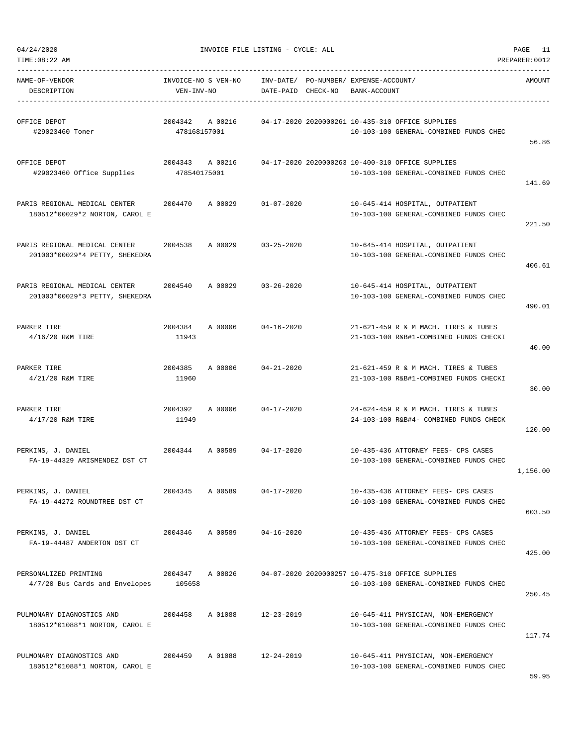INVOICE FILE LISTING - CYCLE: ALL

| NAME-OF-VENDOR / DESCRIPTION | INVOICE-NO S VEN-NO / VEN-INV-NO | INV-DATE/ DATE-PAID | PO-NUMBER/ CHECK-NO | EXPENSE-ACCOUNT/ BANK-ACCOUNT | AMOUNT |
|---|---|---|---|---|---|
| OFFICE DEPOT<br>#29023460 Toner | 2004342 A 00216<br>478168157001 | 04-17-2020 | 2020000261 | 10-435-310 OFFICE SUPPLIES<br>10-103-100 GENERAL-COMBINED FUNDS CHEC | 56.86 |
| OFFICE DEPOT<br>#29023460 Office Supplies | 2004343 A 00216<br>478540175001 | 04-17-2020 | 2020000263 | 10-400-310 OFFICE SUPPLIES<br>10-103-100 GENERAL-COMBINED FUNDS CHEC | 141.69 |
| PARIS REGIONAL MEDICAL CENTER<br>180512*00029*2 NORTON, CAROL E | 2004470 A 00029 | 01-07-2020 | | 10-645-414 HOSPITAL, OUTPATIENT<br>10-103-100 GENERAL-COMBINED FUNDS CHEC | 221.50 |
| PARIS REGIONAL MEDICAL CENTER<br>201003*00029*4 PETTY, SHEKEDRA | 2004538 A 00029 | 03-25-2020 | | 10-645-414 HOSPITAL, OUTPATIENT<br>10-103-100 GENERAL-COMBINED FUNDS CHEC | 406.61 |
| PARIS REGIONAL MEDICAL CENTER<br>201003*00029*3 PETTY, SHEKEDRA | 2004540 A 00029 | 03-26-2020 | | 10-645-414 HOSPITAL, OUTPATIENT<br>10-103-100 GENERAL-COMBINED FUNDS CHEC | 490.01 |
| PARKER TIRE<br>4/16/20 R&M TIRE | 2004384 A 00006<br>11943 | 04-16-2020 | | 21-621-459 R & M MACH. TIRES & TUBES<br>21-103-100 R&B#1-COMBINED FUNDS CHECKI | 40.00 |
| PARKER TIRE<br>4/21/20 R&M TIRE | 2004385 A 00006<br>11960 | 04-21-2020 | | 21-621-459 R & M MACH. TIRES & TUBES<br>21-103-100 R&B#1-COMBINED FUNDS CHECKI | 30.00 |
| PARKER TIRE<br>4/17/20 R&M TIRE | 2004392 A 00006<br>11949 | 04-17-2020 | | 24-624-459 R & M MACH. TIRES & TUBES<br>24-103-100 R&B#4- COMBINED FUNDS CHECK | 120.00 |
| PERKINS, J. DANIEL<br>FA-19-44329 ARISMENDEZ DST CT | 2004344 A 00589 | 04-17-2020 | | 10-435-436 ATTORNEY FEES- CPS CASES<br>10-103-100 GENERAL-COMBINED FUNDS CHEC | 1,156.00 |
| PERKINS, J. DANIEL<br>FA-19-44272 ROUNDTREE DST CT | 2004345 A 00589 | 04-17-2020 | | 10-435-436 ATTORNEY FEES- CPS CASES<br>10-103-100 GENERAL-COMBINED FUNDS CHEC | 603.50 |
| PERKINS, J. DANIEL<br>FA-19-44487 ANDERTON DST CT | 2004346 A 00589 | 04-16-2020 | | 10-435-436 ATTORNEY FEES- CPS CASES<br>10-103-100 GENERAL-COMBINED FUNDS CHEC | 425.00 |
| PERSONALIZED PRINTING<br>4/7/20 Bus Cards and Envelopes | 2004347 A 00826<br>105658 | 04-07-2020 | 2020000257 | 10-475-310 OFFICE SUPPLIES<br>10-103-100 GENERAL-COMBINED FUNDS CHEC | 250.45 |
| PULMONARY DIAGNOSTICS AND<br>180512*01088*1 NORTON, CAROL E | 2004458 A 01088 | 12-23-2019 | | 10-645-411 PHYSICIAN, NON-EMERGENCY<br>10-103-100 GENERAL-COMBINED FUNDS CHEC | 117.74 |
| PULMONARY DIAGNOSTICS AND<br>180512*01088*1 NORTON, CAROL E | 2004459 A 01088 | 12-24-2019 | | 10-645-411 PHYSICIAN, NON-EMERGENCY<br>10-103-100 GENERAL-COMBINED FUNDS CHEC | 59.95 |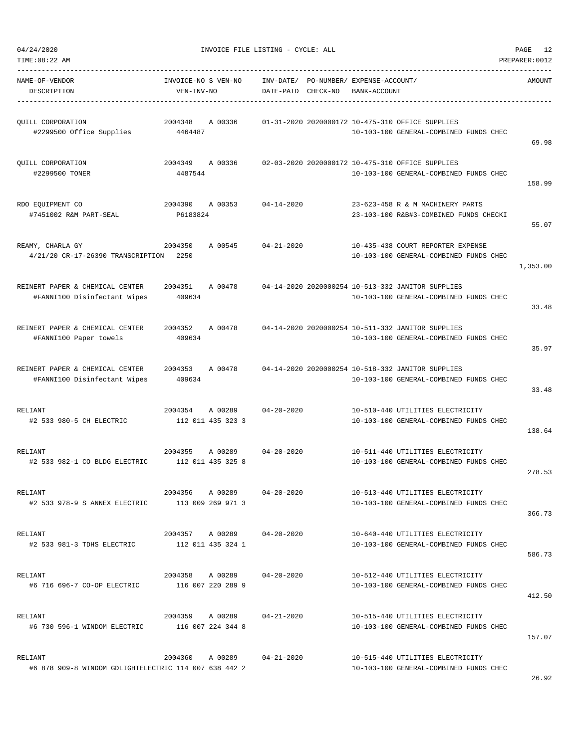INVOICE FILE LISTING - CYCLE: ALL

| NAME-OF-VENDOR DESCRIPTION | INVOICE-NO S VEN-NO VEN-INV-NO | INV-DATE/ DATE-PAID | PO-NUMBER/ CHECK-NO | EXPENSE-ACCOUNT/ BANK-ACCOUNT | AMOUNT |
|---|---|---|---|---|---|
| QUILL CORPORATION #2299500 Office Supplies | 2004348 A 00336 4464487 | 01-31-2020 | 2020000172 | 10-475-310 OFFICE SUPPLIES 10-103-100 GENERAL-COMBINED FUNDS CHEC | 69.98 |
| QUILL CORPORATION #2299500 TONER | 2004349 A 00336 4487544 | 02-03-2020 | 2020000172 | 10-475-310 OFFICE SUPPLIES 10-103-100 GENERAL-COMBINED FUNDS CHEC | 158.99 |
| RDO EQUIPMENT CO #7451002 R&M PART-SEAL | 2004390 A 00353 P6183824 | 04-14-2020 | | 23-623-458 R & M MACHINERY PARTS 23-103-100 R&B#3-COMBINED FUNDS CHECKI | 55.07 |
| REAMY, CHARLA GY 4/21/20 CR-17-26390 TRANSCRIPTION | 2004350 A 00545 2250 | 04-21-2020 | | 10-435-438 COURT REPORTER EXPENSE 10-103-100 GENERAL-COMBINED FUNDS CHEC | 1,353.00 |
| REINERT PAPER & CHEMICAL CENTER #FANNI100 Disinfectant Wipes | 2004351 A 00478 409634 | 04-14-2020 | 2020000254 | 10-513-332 JANITOR SUPPLIES 10-103-100 GENERAL-COMBINED FUNDS CHEC | 33.48 |
| REINERT PAPER & CHEMICAL CENTER #FANNI100 Paper towels | 2004352 A 00478 409634 | 04-14-2020 | 2020000254 | 10-511-332 JANITOR SUPPLIES 10-103-100 GENERAL-COMBINED FUNDS CHEC | 35.97 |
| REINERT PAPER & CHEMICAL CENTER #FANNI100 Disinfectant Wipes | 2004353 A 00478 409634 | 04-14-2020 | 2020000254 | 10-518-332 JANITOR SUPPLIES 10-103-100 GENERAL-COMBINED FUNDS CHEC | 33.48 |
| RELIANT #2 533 980-5 CH ELECTRIC | 2004354 A 00289 112 011 435 323 3 | 04-20-2020 | | 10-510-440 UTILITIES ELECTRICITY 10-103-100 GENERAL-COMBINED FUNDS CHEC | 138.64 |
| RELIANT #2 533 982-1 CO BLDG ELECTRIC | 2004355 A 00289 112 011 435 325 8 | 04-20-2020 | | 10-511-440 UTILITIES ELECTRICITY 10-103-100 GENERAL-COMBINED FUNDS CHEC | 278.53 |
| RELIANT #2 533 978-9 S ANNEX ELECTRIC | 2004356 A 00289 113 009 269 971 3 | 04-20-2020 | | 10-513-440 UTILITIES ELECTRICITY 10-103-100 GENERAL-COMBINED FUNDS CHEC | 366.73 |
| RELIANT #2 533 981-3 TDHS ELECTRIC | 2004357 A 00289 112 011 435 324 1 | 04-20-2020 | | 10-640-440 UTILITIES ELECTRICITY 10-103-100 GENERAL-COMBINED FUNDS CHEC | 586.73 |
| RELIANT #6 716 696-7 CO-OP ELECTRIC | 2004358 A 00289 116 007 220 289 9 | 04-20-2020 | | 10-512-440 UTILITIES ELECTRICITY 10-103-100 GENERAL-COMBINED FUNDS CHEC | 412.50 |
| RELIANT #6 730 596-1 WINDOM ELECTRIC | 2004359 A 00289 116 007 224 344 8 | 04-21-2020 | | 10-515-440 UTILITIES ELECTRICITY 10-103-100 GENERAL-COMBINED FUNDS CHEC | 157.07 |
| RELIANT #6 878 909-8 WINDOM GDLIGHTELECTRIC | 2004360 A 00289 114 007 638 442 2 | 04-21-2020 | | 10-515-440 UTILITIES ELECTRICITY 10-103-100 GENERAL-COMBINED FUNDS CHEC | 26.92 |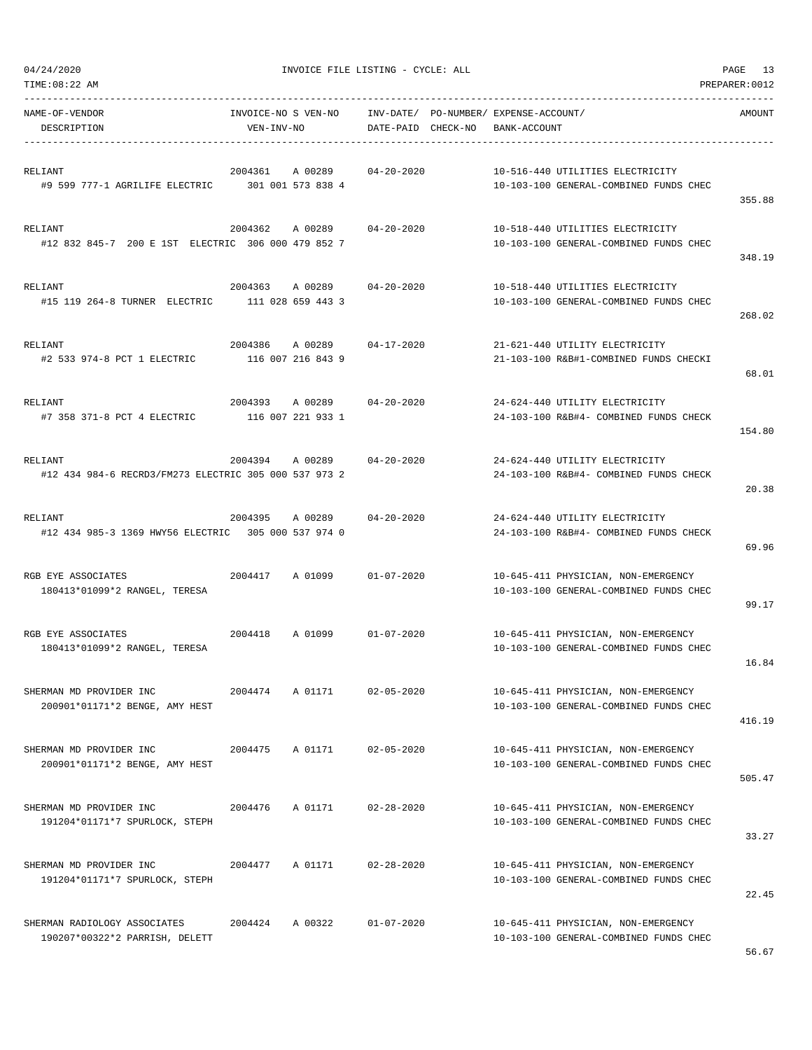04/24/2020 INVOICE FILE LISTING - CYCLE: ALL
TIME:08:22 AM PREPARER:0012

| NAME-OF-VENDOR / DESCRIPTION | INVOICE-NO / VEN-INV-NO | S VEN-NO | INV-DATE/ DATE-PAID | PO-NUMBER/ CHECK-NO | EXPENSE-ACCOUNT/ BANK-ACCOUNT | AMOUNT |
|---|---|---|---|---|---|---|
| RELIANT<br>#9 599 777-1 AGRILIFE ELECTRIC | 2004361<br>301 001 573 838 4 | A 00289 | 04-20-2020 | | 10-516-440 UTILITIES ELECTRICITY<br>10-103-100 GENERAL-COMBINED FUNDS CHEC | 355.88 |
| RELIANT<br>#12 832 845-7 200 E 1ST ELECTRIC | 2004362<br>306 000 479 852 7 | A 00289 | 04-20-2020 | | 10-518-440 UTILITIES ELECTRICITY<br>10-103-100 GENERAL-COMBINED FUNDS CHEC | 348.19 |
| RELIANT<br>#15 119 264-8 TURNER ELECTRIC | 2004363<br>111 028 659 443 3 | A 00289 | 04-20-2020 | | 10-518-440 UTILITIES ELECTRICITY<br>10-103-100 GENERAL-COMBINED FUNDS CHEC | 268.02 |
| RELIANT<br>#2 533 974-8 PCT 1 ELECTRIC | 2004386<br>116 007 216 843 9 | A 00289 | 04-17-2020 | | 21-621-440 UTILITY ELECTRICITY<br>21-103-100 R&B#1-COMBINED FUNDS CHECKI | 68.01 |
| RELIANT<br>#7 358 371-8 PCT 4 ELECTRIC | 2004393<br>116 007 221 933 1 | A 00289 | 04-20-2020 | | 24-624-440 UTILITY ELECTRICITY<br>24-103-100 R&B#4- COMBINED FUNDS CHECK | 154.80 |
| RELIANT<br>#12 434 984-6 RECRD3/FM273 ELECTRIC | 2004394<br>305 000 537 973 2 | A 00289 | 04-20-2020 | | 24-624-440 UTILITY ELECTRICITY<br>24-103-100 R&B#4- COMBINED FUNDS CHECK | 20.38 |
| RELIANT<br>#12 434 985-3 1369 HWY56 ELECTRIC | 2004395<br>305 000 537 974 0 | A 00289 | 04-20-2020 | | 24-624-440 UTILITY ELECTRICITY<br>24-103-100 R&B#4- COMBINED FUNDS CHECK | 69.96 |
| RGB EYE ASSOCIATES<br>180413*01099*2 RANGEL, TERESA | 2004417 | A 01099 | 01-07-2020 | | 10-645-411 PHYSICIAN, NON-EMERGENCY<br>10-103-100 GENERAL-COMBINED FUNDS CHEC | 99.17 |
| RGB EYE ASSOCIATES<br>180413*01099*2 RANGEL, TERESA | 2004418 | A 01099 | 01-07-2020 | | 10-645-411 PHYSICIAN, NON-EMERGENCY<br>10-103-100 GENERAL-COMBINED FUNDS CHEC | 16.84 |
| SHERMAN MD PROVIDER INC<br>200901*01171*2 BENGE, AMY HEST | 2004474 | A 01171 | 02-05-2020 | | 10-645-411 PHYSICIAN, NON-EMERGENCY<br>10-103-100 GENERAL-COMBINED FUNDS CHEC | 416.19 |
| SHERMAN MD PROVIDER INC<br>200901*01171*2 BENGE, AMY HEST | 2004475 | A 01171 | 02-05-2020 | | 10-645-411 PHYSICIAN, NON-EMERGENCY<br>10-103-100 GENERAL-COMBINED FUNDS CHEC | 505.47 |
| SHERMAN MD PROVIDER INC<br>191204*01171*7 SPURLOCK, STEPH | 2004476 | A 01171 | 02-28-2020 | | 10-645-411 PHYSICIAN, NON-EMERGENCY<br>10-103-100 GENERAL-COMBINED FUNDS CHEC | 33.27 |
| SHERMAN MD PROVIDER INC<br>191204*01171*7 SPURLOCK, STEPH | 2004477 | A 01171 | 02-28-2020 | | 10-645-411 PHYSICIAN, NON-EMERGENCY<br>10-103-100 GENERAL-COMBINED FUNDS CHEC | 22.45 |
| SHERMAN RADIOLOGY ASSOCIATES<br>190207*00322*2 PARRISH, DELETT | 2004424 | A 00322 | 01-07-2020 | | 10-645-411 PHYSICIAN, NON-EMERGENCY<br>10-103-100 GENERAL-COMBINED FUNDS CHEC | 56.67 |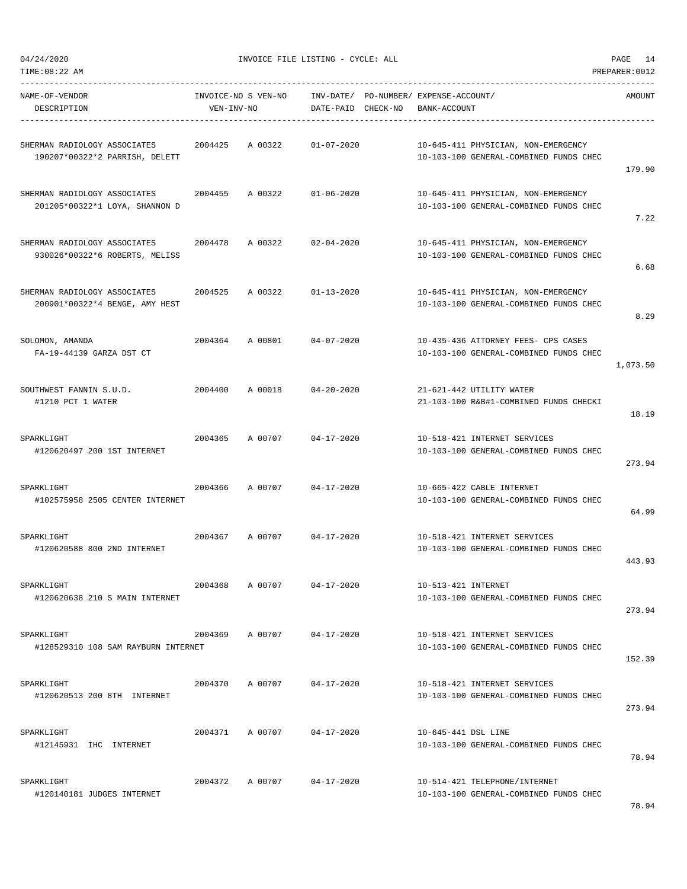| NAME-OF-VENDOR DESCRIPTION | INVOICE-NO S VEN-NO VEN-INV-NO | INV-DATE/ DATE-PAID | PO-NUMBER/ CHECK-NO | EXPENSE-ACCOUNT/ BANK-ACCOUNT | AMOUNT |
|---|---|---|---|---|---|
| SHERMAN RADIOLOGY ASSOCIATES<br>190207*00322*2 PARRISH, DELETT | 2004425 A 00322 | 01-07-2020 | | 10-645-411 PHYSICIAN, NON-EMERGENCY<br>10-103-100 GENERAL-COMBINED FUNDS CHEC | 179.90 |
| SHERMAN RADIOLOGY ASSOCIATES<br>201205*00322*1 LOYA, SHANNON D | 2004455 A 00322 | 01-06-2020 | | 10-645-411 PHYSICIAN, NON-EMERGENCY<br>10-103-100 GENERAL-COMBINED FUNDS CHEC | 7.22 |
| SHERMAN RADIOLOGY ASSOCIATES<br>930026*00322*6 ROBERTS, MELISS | 2004478 A 00322 | 02-04-2020 | | 10-645-411 PHYSICIAN, NON-EMERGENCY<br>10-103-100 GENERAL-COMBINED FUNDS CHEC | 6.68 |
| SHERMAN RADIOLOGY ASSOCIATES<br>200901*00322*4 BENGE, AMY HEST | 2004525 A 00322 | 01-13-2020 | | 10-645-411 PHYSICIAN, NON-EMERGENCY<br>10-103-100 GENERAL-COMBINED FUNDS CHEC | 8.29 |
| SOLOMON, AMANDA<br>FA-19-44139 GARZA DST CT | 2004364 A 00801 | 04-07-2020 | | 10-435-436 ATTORNEY FEES- CPS CASES<br>10-103-100 GENERAL-COMBINED FUNDS CHEC | 1,073.50 |
| SOUTHWEST FANNIN S.U.D.<br>#1210 PCT 1 WATER | 2004400 A 00018 | 04-20-2020 | | 21-621-442 UTILITY WATER<br>21-103-100 R&B#1-COMBINED FUNDS CHECKI | 18.19 |
| SPARKLIGHT<br>#120620497 200 1ST INTERNET | 2004365 A 00707 | 04-17-2020 | | 10-518-421 INTERNET SERVICES<br>10-103-100 GENERAL-COMBINED FUNDS CHEC | 273.94 |
| SPARKLIGHT<br>#102575958 2505 CENTER INTERNET | 2004366 A 00707 | 04-17-2020 | | 10-665-422 CABLE INTERNET<br>10-103-100 GENERAL-COMBINED FUNDS CHEC | 64.99 |
| SPARKLIGHT<br>#120620588 800 2ND INTERNET | 2004367 A 00707 | 04-17-2020 | | 10-518-421 INTERNET SERVICES<br>10-103-100 GENERAL-COMBINED FUNDS CHEC | 443.93 |
| SPARKLIGHT<br>#120620638 210 S MAIN INTERNET | 2004368 A 00707 | 04-17-2020 | | 10-513-421 INTERNET<br>10-103-100 GENERAL-COMBINED FUNDS CHEC | 273.94 |
| SPARKLIGHT<br>#128529310 108 SAM RAYBURN INTERNET | 2004369 A 00707 | 04-17-2020 | | 10-518-421 INTERNET SERVICES<br>10-103-100 GENERAL-COMBINED FUNDS CHEC | 152.39 |
| SPARKLIGHT<br>#120620513 200 8TH INTERNET | 2004370 A 00707 | 04-17-2020 | | 10-518-421 INTERNET SERVICES<br>10-103-100 GENERAL-COMBINED FUNDS CHEC | 273.94 |
| SPARKLIGHT<br>#12145931 IHC INTERNET | 2004371 A 00707 | 04-17-2020 | | 10-645-441 DSL LINE<br>10-103-100 GENERAL-COMBINED FUNDS CHEC | 78.94 |
| SPARKLIGHT<br>#120140181 JUDGES INTERNET | 2004372 A 00707 | 04-17-2020 | | 10-514-421 TELEPHONE/INTERNET<br>10-103-100 GENERAL-COMBINED FUNDS CHEC | 78.94 |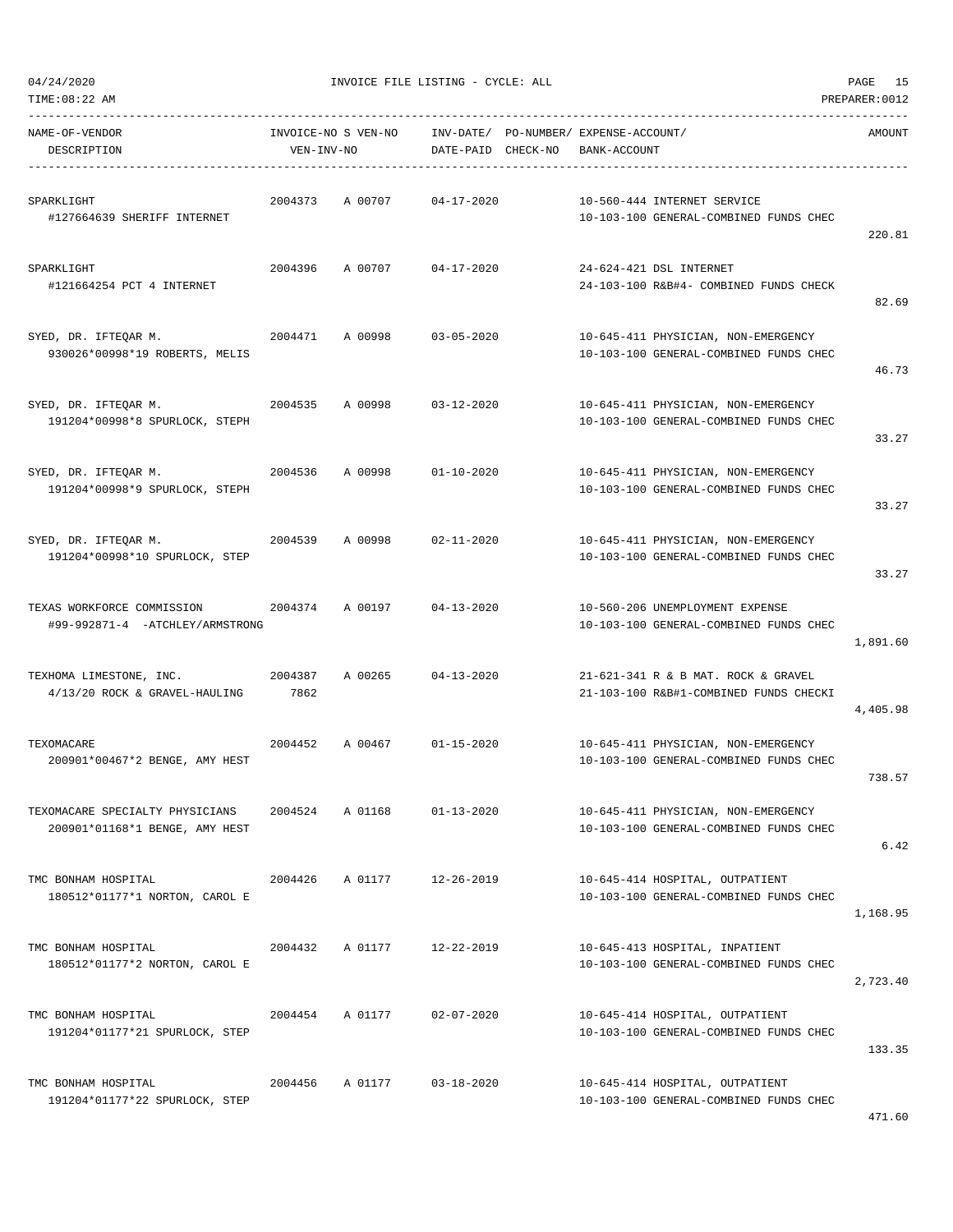04/24/2020 INVOICE FILE LISTING - CYCLE: ALL

TIME:08:22 AM PREPARER:0012

| NAME-OF-VENDOR / DESCRIPTION | INVOICE-NO / VEN-INV-NO | S | VEN-NO | INV-DATE/ DATE-PAID | PO-NUMBER/ CHECK-NO | EXPENSE-ACCOUNT/ BANK-ACCOUNT | AMOUNT |
|---|---|---|---|---|---|---|---|
| SPARKLIGHT<br>#127664639 SHERIFF INTERNET | 2004373 | A | 00707 | 04-17-2020 | | 10-560-444 INTERNET SERVICE<br>10-103-100 GENERAL-COMBINED FUNDS CHEC | 220.81 |
| SPARKLIGHT<br>#121664254 PCT 4 INTERNET | 2004396 | A | 00707 | 04-17-2020 | | 24-624-421 DSL INTERNET<br>24-103-100 R&B#4- COMBINED FUNDS CHECK | 82.69 |
| SYED, DR. IFTEQAR M.<br>930026*00998*19 ROBERTS, MELIS | 2004471 | A | 00998 | 03-05-2020 | | 10-645-411 PHYSICIAN, NON-EMERGENCY<br>10-103-100 GENERAL-COMBINED FUNDS CHEC | 46.73 |
| SYED, DR. IFTEQAR M.<br>191204*00998*8 SPURLOCK, STEPH | 2004535 | A | 00998 | 03-12-2020 | | 10-645-411 PHYSICIAN, NON-EMERGENCY<br>10-103-100 GENERAL-COMBINED FUNDS CHEC | 33.27 |
| SYED, DR. IFTEQAR M.<br>191204*00998*9 SPURLOCK, STEPH | 2004536 | A | 00998 | 01-10-2020 | | 10-645-411 PHYSICIAN, NON-EMERGENCY<br>10-103-100 GENERAL-COMBINED FUNDS CHEC | 33.27 |
| SYED, DR. IFTEQAR M.<br>191204*00998*10 SPURLOCK, STEP | 2004539 | A | 00998 | 02-11-2020 | | 10-645-411 PHYSICIAN, NON-EMERGENCY<br>10-103-100 GENERAL-COMBINED FUNDS CHEC | 33.27 |
| TEXAS WORKFORCE COMMISSION<br>#99-992871-4 -ATCHLEY/ARMSTRONG | 2004374 | A | 00197 | 04-13-2020 | | 10-560-206 UNEMPLOYMENT EXPENSE<br>10-103-100 GENERAL-COMBINED FUNDS CHEC | 1,891.60 |
| TEXHOMA LIMESTONE, INC.<br>4/13/20 ROCK & GRAVEL-HAULING | 2004387<br>7862 | A | 00265 | 04-13-2020 | | 21-621-341 R & B MAT. ROCK & GRAVEL<br>21-103-100 R&B#1-COMBINED FUNDS CHECKI | 4,405.98 |
| TEXOMACARE<br>200901*00467*2 BENGE, AMY HEST | 2004452 | A | 00467 | 01-15-2020 | | 10-645-411 PHYSICIAN, NON-EMERGENCY<br>10-103-100 GENERAL-COMBINED FUNDS CHEC | 738.57 |
| TEXOMACARE SPECIALTY PHYSICIANS<br>200901*01168*1 BENGE, AMY HEST | 2004524 | A | 01168 | 01-13-2020 | | 10-645-411 PHYSICIAN, NON-EMERGENCY<br>10-103-100 GENERAL-COMBINED FUNDS CHEC | 6.42 |
| TMC BONHAM HOSPITAL<br>180512*01177*1 NORTON, CAROL E | 2004426 | A | 01177 | 12-26-2019 | | 10-645-414 HOSPITAL, OUTPATIENT<br>10-103-100 GENERAL-COMBINED FUNDS CHEC | 1,168.95 |
| TMC BONHAM HOSPITAL<br>180512*01177*2 NORTON, CAROL E | 2004432 | A | 01177 | 12-22-2019 | | 10-645-413 HOSPITAL, INPATIENT<br>10-103-100 GENERAL-COMBINED FUNDS CHEC | 2,723.40 |
| TMC BONHAM HOSPITAL<br>191204*01177*21 SPURLOCK, STEP | 2004454 | A | 01177 | 02-07-2020 | | 10-645-414 HOSPITAL, OUTPATIENT<br>10-103-100 GENERAL-COMBINED FUNDS CHEC | 133.35 |
| TMC BONHAM HOSPITAL<br>191204*01177*22 SPURLOCK, STEP | 2004456 | A | 01177 | 03-18-2020 | | 10-645-414 HOSPITAL, OUTPATIENT<br>10-103-100 GENERAL-COMBINED FUNDS CHEC | 471.60 |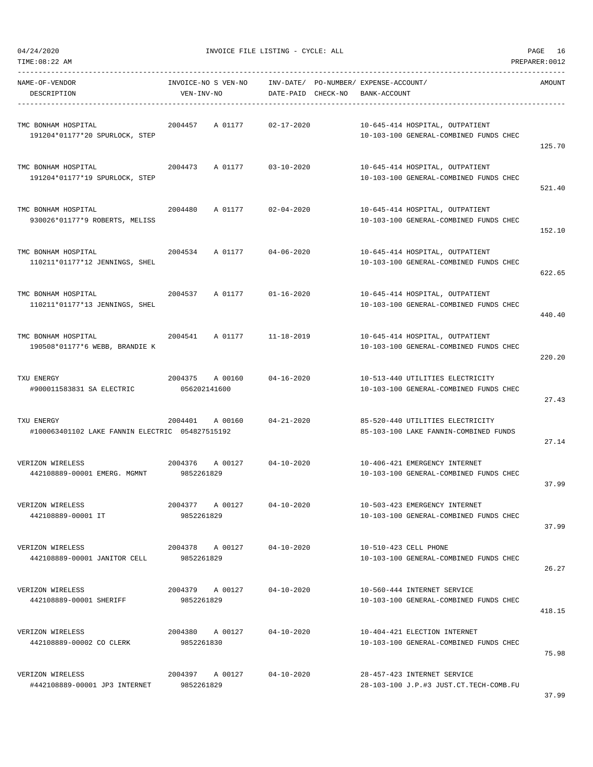04/24/2020 INVOICE FILE LISTING - CYCLE: ALL

TIME:08:22 AM PREPARER:0012

| NAME-OF-VENDOR / DESCRIPTION | INVOICE-NO S VEN-NO / VEN-INV-NO | INV-DATE/ DATE-PAID | PO-NUMBER/ CHECK-NO | EXPENSE-ACCOUNT/ BANK-ACCOUNT | AMOUNT |
|---|---|---|---|---|---|
| TMC BONHAM HOSPITAL<br>191204*01177*20 SPURLOCK, STEP | 2004457 A 01177 | 02-17-2020 | | 10-645-414 HOSPITAL, OUTPATIENT<br>10-103-100 GENERAL-COMBINED FUNDS CHEC | 125.70 |
| TMC BONHAM HOSPITAL<br>191204*01177*19 SPURLOCK, STEP | 2004473 A 01177 | 03-10-2020 | | 10-645-414 HOSPITAL, OUTPATIENT<br>10-103-100 GENERAL-COMBINED FUNDS CHEC | 521.40 |
| TMC BONHAM HOSPITAL<br>930026*01177*9 ROBERTS, MELISS | 2004480 A 01177 | 02-04-2020 | | 10-645-414 HOSPITAL, OUTPATIENT<br>10-103-100 GENERAL-COMBINED FUNDS CHEC | 152.10 |
| TMC BONHAM HOSPITAL<br>110211*01177*12 JENNINGS, SHEL | 2004534 A 01177 | 04-06-2020 | | 10-645-414 HOSPITAL, OUTPATIENT<br>10-103-100 GENERAL-COMBINED FUNDS CHEC | 622.65 |
| TMC BONHAM HOSPITAL<br>110211*01177*13 JENNINGS, SHEL | 2004537 A 01177 | 01-16-2020 | | 10-645-414 HOSPITAL, OUTPATIENT<br>10-103-100 GENERAL-COMBINED FUNDS CHEC | 440.40 |
| TMC BONHAM HOSPITAL<br>190508*01177*6 WEBB, BRANDIE K | 2004541 A 01177 | 11-18-2019 | | 10-645-414 HOSPITAL, OUTPATIENT<br>10-103-100 GENERAL-COMBINED FUNDS CHEC | 220.20 |
| TXU ENERGY<br>#900011583831 SA ELECTRIC | 2004375 A 00160<br>056202141600 | 04-16-2020 | | 10-513-440 UTILITIES ELECTRICITY<br>10-103-100 GENERAL-COMBINED FUNDS CHEC | 27.43 |
| TXU ENERGY<br>#100063401102 LAKE FANNIN ELECTRIC | 2004401 A 00160<br>054827515192 | 04-21-2020 | | 85-520-440 UTILITIES ELECTRICITY<br>85-103-100 LAKE FANNIN-COMBINED FUNDS | 27.14 |
| VERIZON WIRELESS<br>442108889-00001 EMERG. MGMNT | 2004376 A 00127<br>9852261829 | 04-10-2020 | | 10-406-421 EMERGENCY INTERNET<br>10-103-100 GENERAL-COMBINED FUNDS CHEC | 37.99 |
| VERIZON WIRELESS<br>442108889-00001 IT | 2004377 A 00127<br>9852261829 | 04-10-2020 | | 10-503-423 EMERGENCY INTERNET<br>10-103-100 GENERAL-COMBINED FUNDS CHEC | 37.99 |
| VERIZON WIRELESS<br>442108889-00001 JANITOR CELL | 2004378 A 00127<br>9852261829 | 04-10-2020 | | 10-510-423 CELL PHONE<br>10-103-100 GENERAL-COMBINED FUNDS CHEC | 26.27 |
| VERIZON WIRELESS<br>442108889-00001 SHERIFF | 2004379 A 00127<br>9852261829 | 04-10-2020 | | 10-560-444 INTERNET SERVICE<br>10-103-100 GENERAL-COMBINED FUNDS CHEC | 418.15 |
| VERIZON WIRELESS<br>442108889-00002 CO CLERK | 2004380 A 00127<br>9852261830 | 04-10-2020 | | 10-404-421 ELECTION INTERNET<br>10-103-100 GENERAL-COMBINED FUNDS CHEC | 75.98 |
| VERIZON WIRELESS<br>#442108889-00001 JP3 INTERNET | 2004397 A 00127<br>9852261829 | 04-10-2020 | | 28-457-423 INTERNET SERVICE<br>28-103-100 J.P.#3 JUST.CT.TECH-COMB.FU | 37.99 |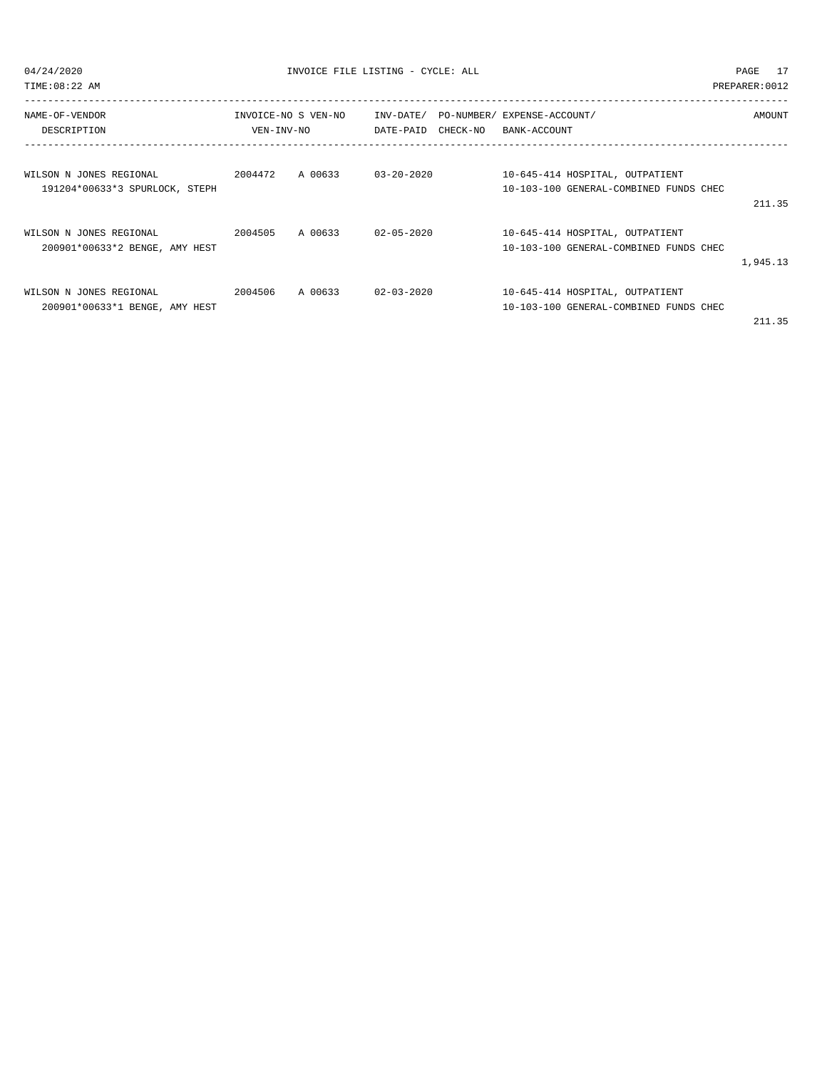INVOICE FILE LISTING - CYCLE: ALL

| NAME-OF-VENDOR / DESCRIPTION | INVOICE-NO | S | VEN-NO | INV-DATE/ DATE-PAID | PO-NUMBER/ CHECK-NO | EXPENSE-ACCOUNT/ BANK-ACCOUNT | AMOUNT |
|---|---|---|---|---|---|---|---|
| WILSON N JONES REGIONAL<br>191204*00633*3 SPURLOCK, STEPH | 2004472 | A | 00633 | 03-20-2020 | | 10-645-414 HOSPITAL, OUTPATIENT<br>10-103-100 GENERAL-COMBINED FUNDS CHEC | 211.35 |
| WILSON N JONES REGIONAL<br>200901*00633*2 BENGE, AMY HEST | 2004505 | A | 00633 | 02-05-2020 | | 10-645-414 HOSPITAL, OUTPATIENT<br>10-103-100 GENERAL-COMBINED FUNDS CHEC | 1,945.13 |
| WILSON N JONES REGIONAL<br>200901*00633*1 BENGE, AMY HEST | 2004506 | A | 00633 | 02-03-2020 | | 10-645-414 HOSPITAL, OUTPATIENT<br>10-103-100 GENERAL-COMBINED FUNDS CHEC | 211.35 |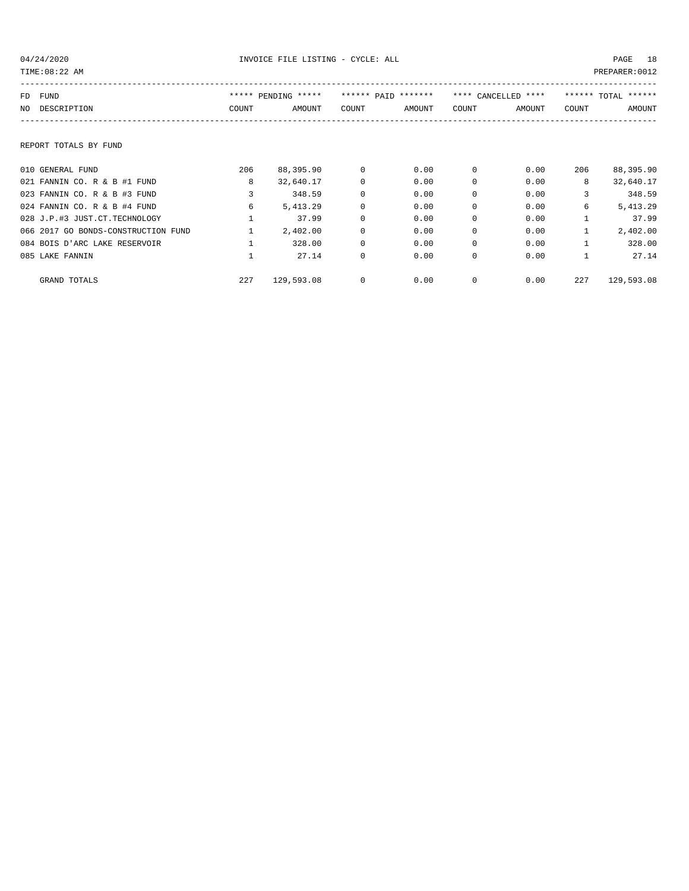REPORT TOTALS BY FUND

| FD NO | FUND DESCRIPTION | ***** PENDING ***** COUNT | AMOUNT | ****** PAID ******* COUNT | AMOUNT | **** CANCELLED **** COUNT | AMOUNT | ****** TOTAL ****** COUNT | AMOUNT |
|---|---|---|---|---|---|---|---|---|---|
| 010 | GENERAL FUND | 206 | 88,395.90 | 0 | 0.00 | 0 | 0.00 | 206 | 88,395.90 |
| 021 | FANNIN CO. R & B #1 FUND | 8 | 32,640.17 | 0 | 0.00 | 0 | 0.00 | 8 | 32,640.17 |
| 023 | FANNIN CO. R & B #3 FUND | 3 | 348.59 | 0 | 0.00 | 0 | 0.00 | 3 | 348.59 |
| 024 | FANNIN CO. R & B #4 FUND | 6 | 5,413.29 | 0 | 0.00 | 0 | 0.00 | 6 | 5,413.29 |
| 028 | J.P.#3 JUST.CT.TECHNOLOGY | 1 | 37.99 | 0 | 0.00 | 0 | 0.00 | 1 | 37.99 |
| 066 | 2017 GO BONDS-CONSTRUCTION FUND | 1 | 2,402.00 | 0 | 0.00 | 0 | 0.00 | 1 | 2,402.00 |
| 084 | BOIS D'ARC LAKE RESERVOIR | 1 | 328.00 | 0 | 0.00 | 0 | 0.00 | 1 | 328.00 |
| 085 | LAKE FANNIN | 1 | 27.14 | 0 | 0.00 | 0 | 0.00 | 1 | 27.14 |
| | GRAND TOTALS | 227 | 129,593.08 | 0 | 0.00 | 0 | 0.00 | 227 | 129,593.08 |